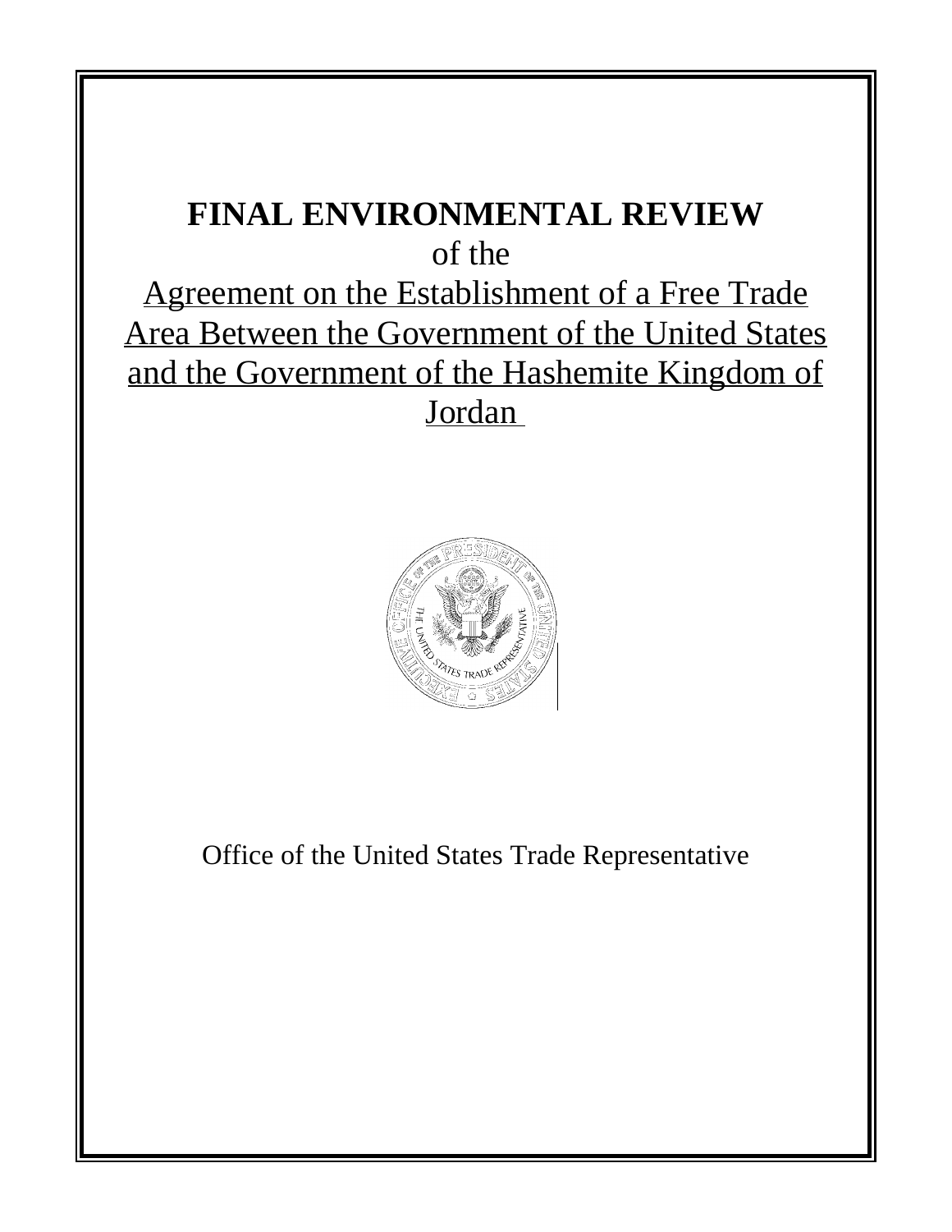# FINAL ENVIRONMENTAL REVIEW

of the

Agreement on the Establishment of a Free Trade Area Between the Government of the United States and the Government of the Hashemite Kingdom of Jordan

Office of the United States Trade Representative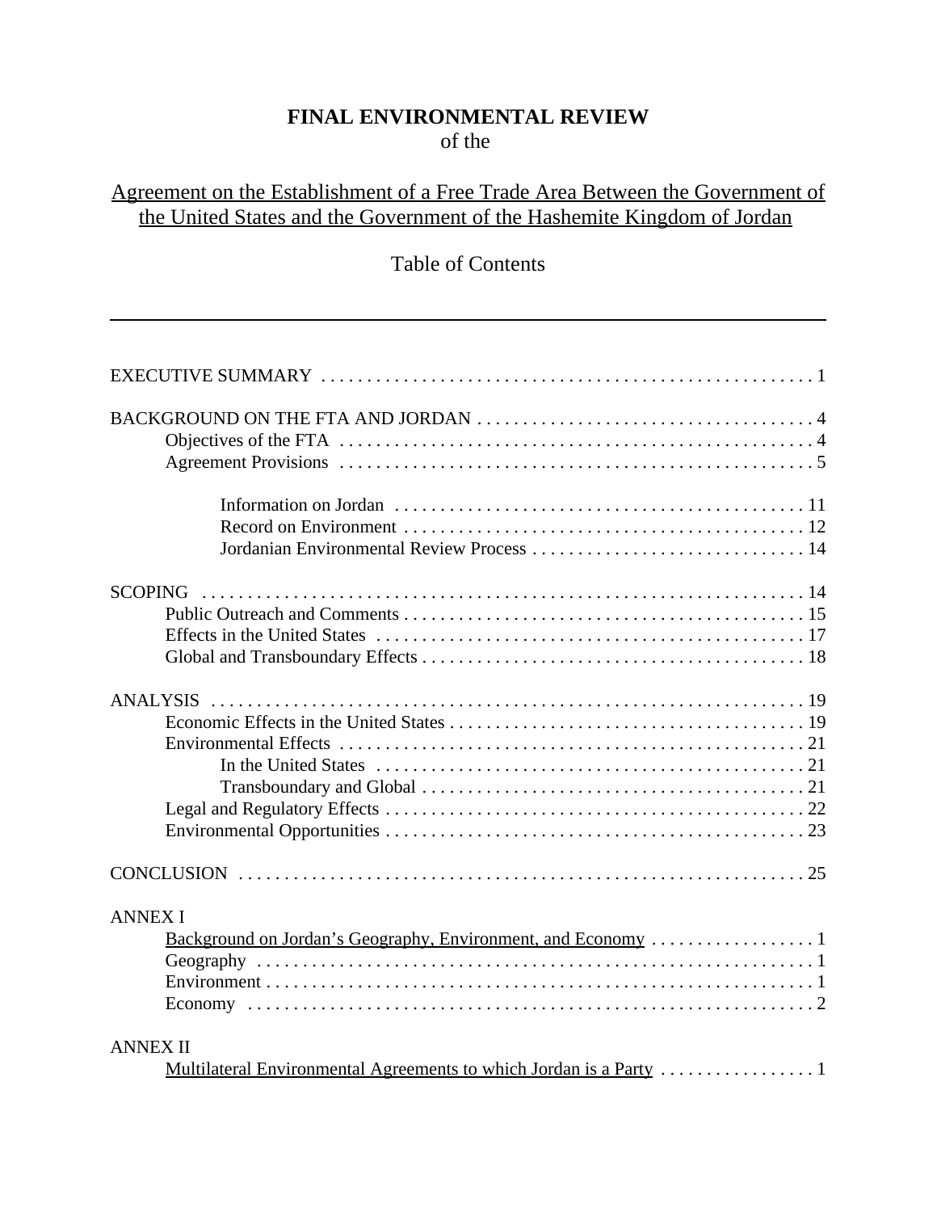# FINAL ENVIRONMENTAL REVIEW
of the

Agreement on the Establishment of a Free Trade Area Between the Government of the United States and the Government of the Hashemite Kingdom of Jordan

Table of Contents

---

EXECUTIVE SUMMARY . . . . . . . . . . 1

BACKGROUND ON THE FTA AND JORDAN . . . . . . . . . . 4
- Objectives of the FTA . . . . . . . . . . 4
- Agreement Provisions . . . . . . . . . . 5
  - Information on Jordan . . . . . . . . . . 11
  - Record on Environment . . . . . . . . . . 12
  - Jordanian Environmental Review Process . . . . . . . . . . 14

SCOPING . . . . . . . . . . 14
- Public Outreach and Comments . . . . . . . . . . 15
- Effects in the United States . . . . . . . . . . 17
- Global and Transboundary Effects . . . . . . . . . . 18

ANALYSIS . . . . . . . . . . 19
- Economic Effects in the United States . . . . . . . . . . 19
- Environmental Effects . . . . . . . . . . 21
  - In the United States . . . . . . . . . . 21
  - Transboundary and Global . . . . . . . . . . 21
- Legal and Regulatory Effects . . . . . . . . . . 22
- Environmental Opportunities . . . . . . . . . . 23

CONCLUSION . . . . . . . . . . 25

ANNEX I
- Background on Jordan's Geography, Environment, and Economy . . . . . . . . . . 1
- Geography . . . . . . . . . . 1
- Environment . . . . . . . . . . 1
- Economy . . . . . . . . . . 2

ANNEX II
- Multilateral Environmental Agreements to which Jordan is a Party . . . . . . . . . . 1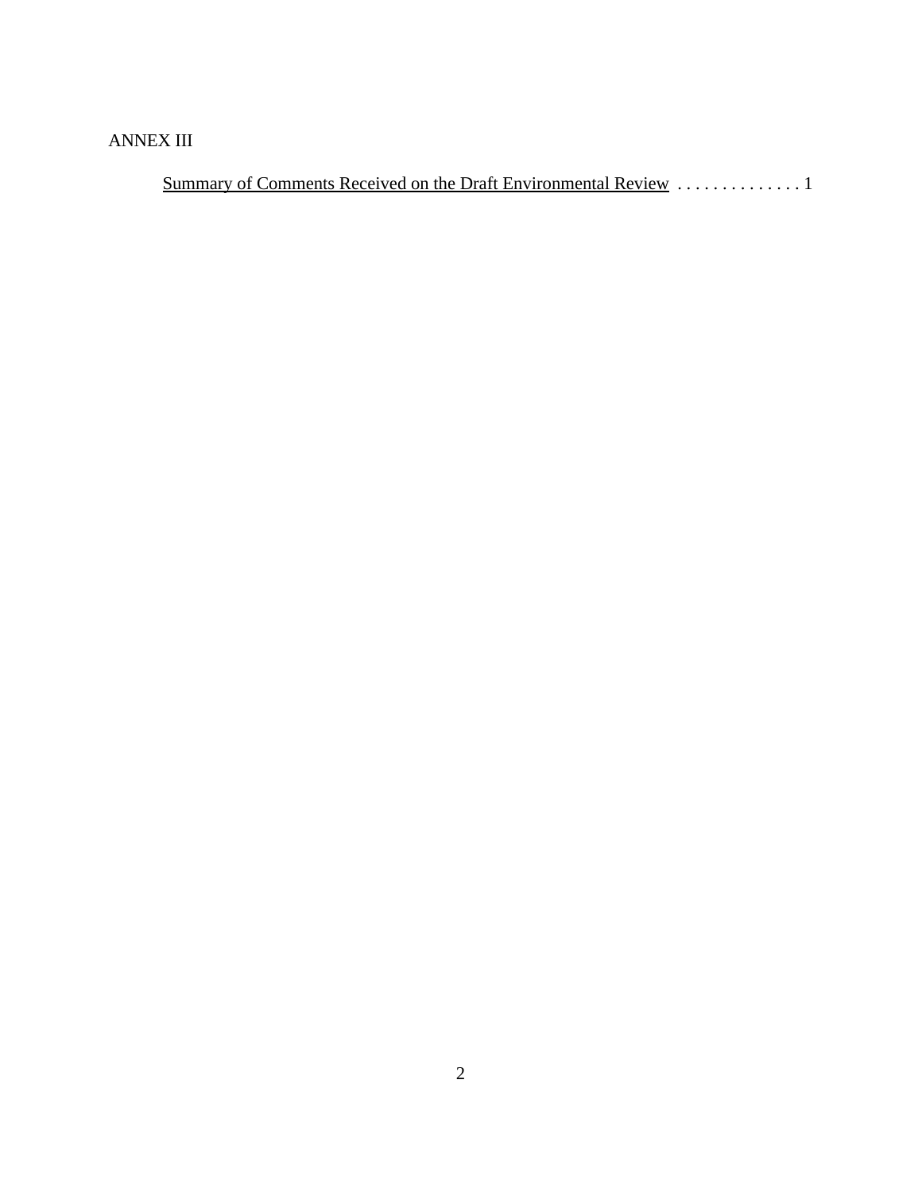ANNEX III

Summary of Comments Received on the Draft Environmental Review . . . . . . . . . . . . . . 1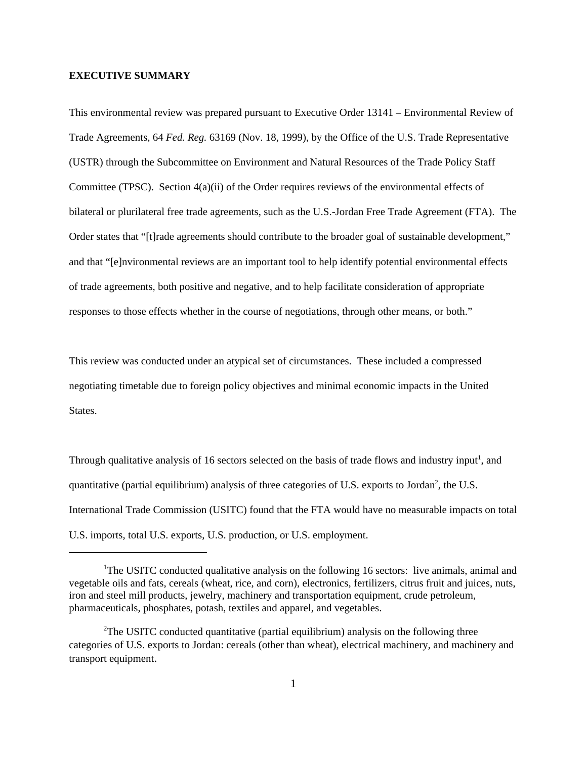## EXECUTIVE SUMMARY

This environmental review was prepared pursuant to Executive Order 13141 – Environmental Review of Trade Agreements, 64 *Fed. Reg.* 63169 (Nov. 18, 1999), by the Office of the U.S. Trade Representative (USTR) through the Subcommittee on Environment and Natural Resources of the Trade Policy Staff Committee (TPSC). Section 4(a)(ii) of the Order requires reviews of the environmental effects of bilateral or plurilateral free trade agreements, such as the U.S.-Jordan Free Trade Agreement (FTA). The Order states that "[t]rade agreements should contribute to the broader goal of sustainable development," and that "[e]nvironmental reviews are an important tool to help identify potential environmental effects of trade agreements, both positive and negative, and to help facilitate consideration of appropriate responses to those effects whether in the course of negotiations, through other means, or both."

This review was conducted under an atypical set of circumstances. These included a compressed negotiating timetable due to foreign policy objectives and minimal economic impacts in the United States.

Through qualitative analysis of 16 sectors selected on the basis of trade flows and industry input[1], and quantitative (partial equilibrium) analysis of three categories of U.S. exports to Jordan[2], the U.S. International Trade Commission (USITC) found that the FTA would have no measurable impacts on total U.S. imports, total U.S. exports, U.S. production, or U.S. employment.

---

[1]The USITC conducted qualitative analysis on the following 16 sectors: live animals, animal and vegetable oils and fats, cereals (wheat, rice, and corn), electronics, fertilizers, citrus fruit and juices, nuts, iron and steel mill products, jewelry, machinery and transportation equipment, crude petroleum, pharmaceuticals, phosphates, potash, textiles and apparel, and vegetables.

[2]The USITC conducted quantitative (partial equilibrium) analysis on the following three categories of U.S. exports to Jordan: cereals (other than wheat), electrical machinery, and machinery and transport equipment.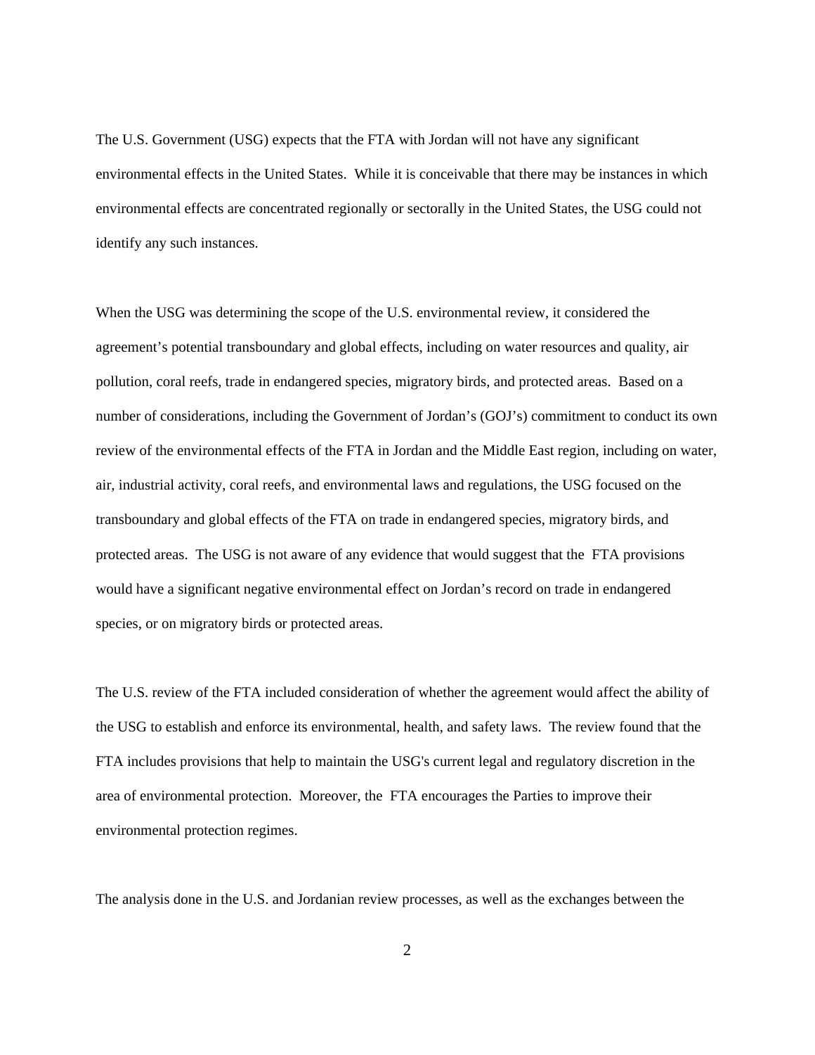The U.S. Government (USG) expects that the FTA with Jordan will not have any significant environmental effects in the United States. While it is conceivable that there may be instances in which environmental effects are concentrated regionally or sectorally in the United States, the USG could not identify any such instances.

When the USG was determining the scope of the U.S. environmental review, it considered the agreement's potential transboundary and global effects, including on water resources and quality, air pollution, coral reefs, trade in endangered species, migratory birds, and protected areas. Based on a number of considerations, including the Government of Jordan's (GOJ's) commitment to conduct its own review of the environmental effects of the FTA in Jordan and the Middle East region, including on water, air, industrial activity, coral reefs, and environmental laws and regulations, the USG focused on the transboundary and global effects of the FTA on trade in endangered species, migratory birds, and protected areas. The USG is not aware of any evidence that would suggest that the FTA provisions would have a significant negative environmental effect on Jordan's record on trade in endangered species, or on migratory birds or protected areas.

The U.S. review of the FTA included consideration of whether the agreement would affect the ability of the USG to establish and enforce its environmental, health, and safety laws. The review found that the FTA includes provisions that help to maintain the USG's current legal and regulatory discretion in the area of environmental protection. Moreover, the FTA encourages the Parties to improve their environmental protection regimes.

The analysis done in the U.S. and Jordanian review processes, as well as the exchanges between the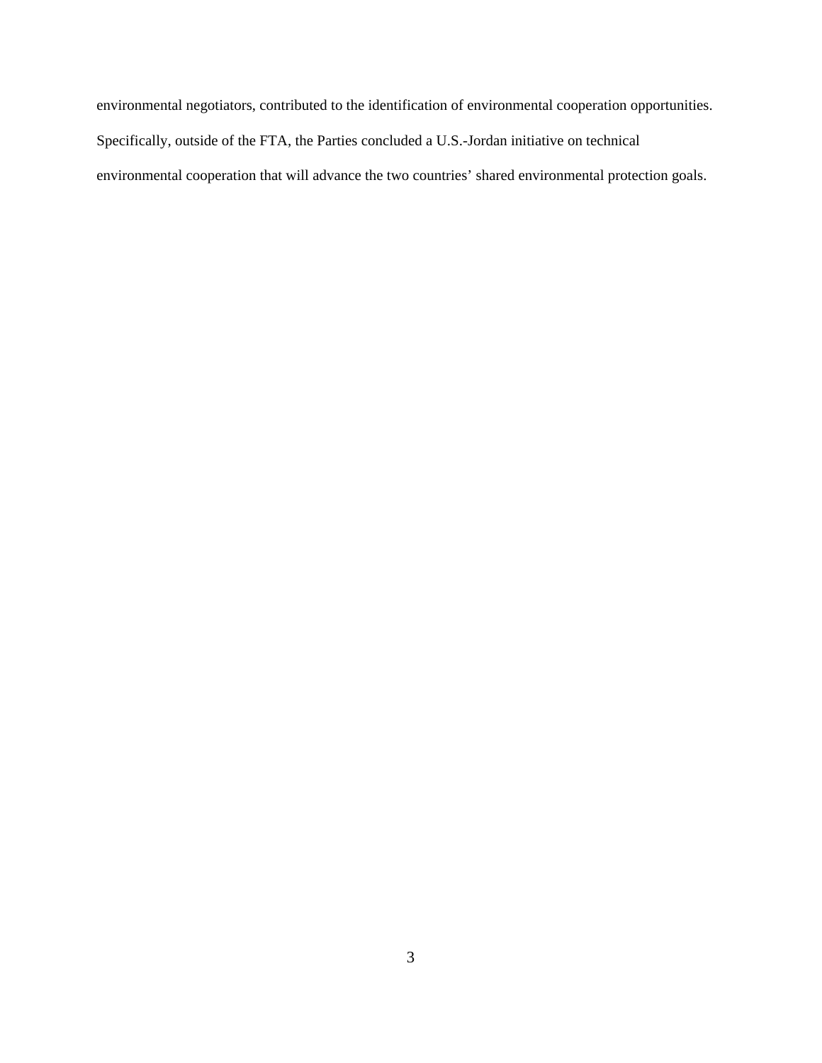environmental negotiators, contributed to the identification of environmental cooperation opportunities. Specifically, outside of the FTA, the Parties concluded a U.S.-Jordan initiative on technical environmental cooperation that will advance the two countries' shared environmental protection goals.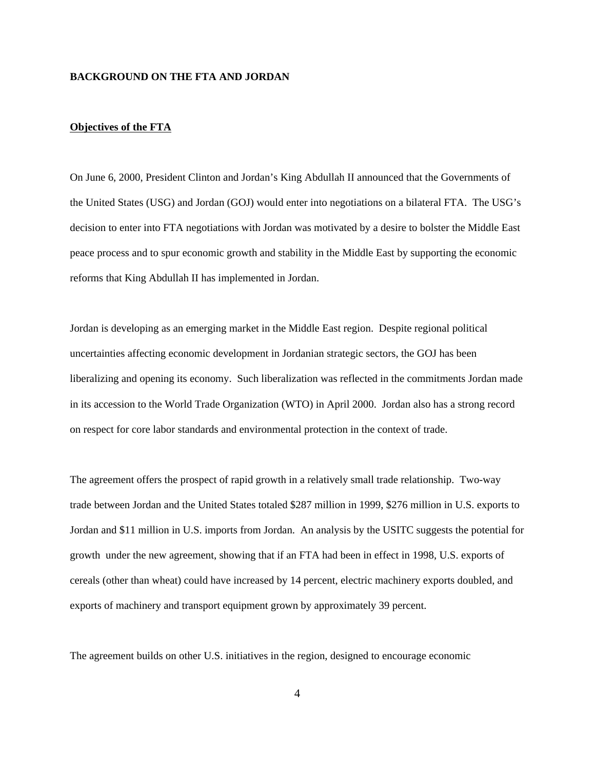**BACKGROUND ON THE FTA AND JORDAN**

**Objectives of the FTA**

On June 6, 2000, President Clinton and Jordan's King Abdullah II announced that the Governments of the United States (USG) and Jordan (GOJ) would enter into negotiations on a bilateral FTA. The USG's decision to enter into FTA negotiations with Jordan was motivated by a desire to bolster the Middle East peace process and to spur economic growth and stability in the Middle East by supporting the economic reforms that King Abdullah II has implemented in Jordan.

Jordan is developing as an emerging market in the Middle East region. Despite regional political uncertainties affecting economic development in Jordanian strategic sectors, the GOJ has been liberalizing and opening its economy. Such liberalization was reflected in the commitments Jordan made in its accession to the World Trade Organization (WTO) in April 2000. Jordan also has a strong record on respect for core labor standards and environmental protection in the context of trade.

The agreement offers the prospect of rapid growth in a relatively small trade relationship. Two-way trade between Jordan and the United States totaled $287 million in 1999, $276 million in U.S. exports to Jordan and $11 million in U.S. imports from Jordan. An analysis by the USITC suggests the potential for growth under the new agreement, showing that if an FTA had been in effect in 1998, U.S. exports of cereals (other than wheat) could have increased by 14 percent, electric machinery exports doubled, and exports of machinery and transport equipment grown by approximately 39 percent.

The agreement builds on other U.S. initiatives in the region, designed to encourage economic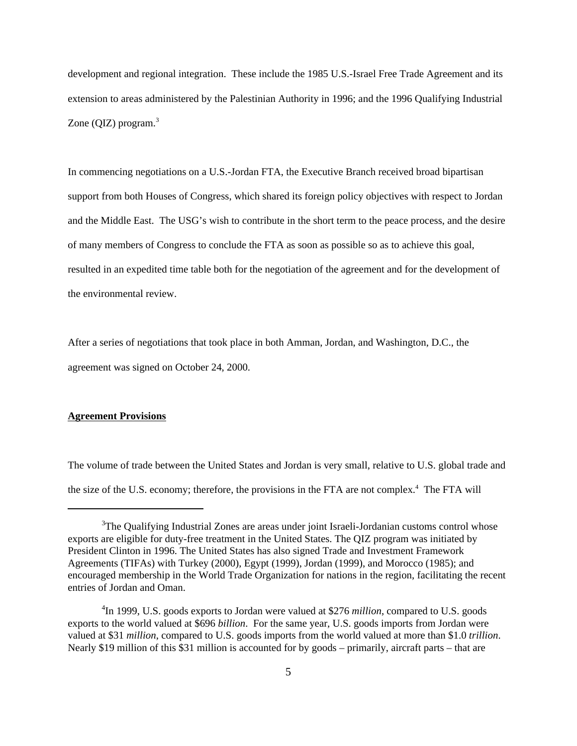development and regional integration. These include the 1985 U.S.-Israel Free Trade Agreement and its extension to areas administered by the Palestinian Authority in 1996; and the 1996 Qualifying Industrial Zone (QIZ) program.[3]

In commencing negotiations on a U.S.-Jordan FTA, the Executive Branch received broad bipartisan support from both Houses of Congress, which shared its foreign policy objectives with respect to Jordan and the Middle East. The USG's wish to contribute in the short term to the peace process, and the desire of many members of Congress to conclude the FTA as soon as possible so as to achieve this goal, resulted in an expedited time table both for the negotiation of the agreement and for the development of the environmental review.

After a series of negotiations that took place in both Amman, Jordan, and Washington, D.C., the agreement was signed on October 24, 2000.

**Agreement Provisions**

The volume of trade between the United States and Jordan is very small, relative to U.S. global trade and the size of the U.S. economy; therefore, the provisions in the FTA are not complex.[4] The FTA will

---

[3]The Qualifying Industrial Zones are areas under joint Israeli-Jordanian customs control whose exports are eligible for duty-free treatment in the United States. The QIZ program was initiated by President Clinton in 1996. The United States has also signed Trade and Investment Framework Agreements (TIFAs) with Turkey (2000), Egypt (1999), Jordan (1999), and Morocco (1985); and encouraged membership in the World Trade Organization for nations in the region, facilitating the recent entries of Jordan and Oman.

[4]In 1999, U.S. goods exports to Jordan were valued at $276 *million*, compared to U.S. goods exports to the world valued at $696 *billion*. For the same year, U.S. goods imports from Jordan were valued at $31 *million*, compared to U.S. goods imports from the world valued at more than $1.0 *trillion*. Nearly $19 million of this $31 million is accounted for by goods – primarily, aircraft parts – that are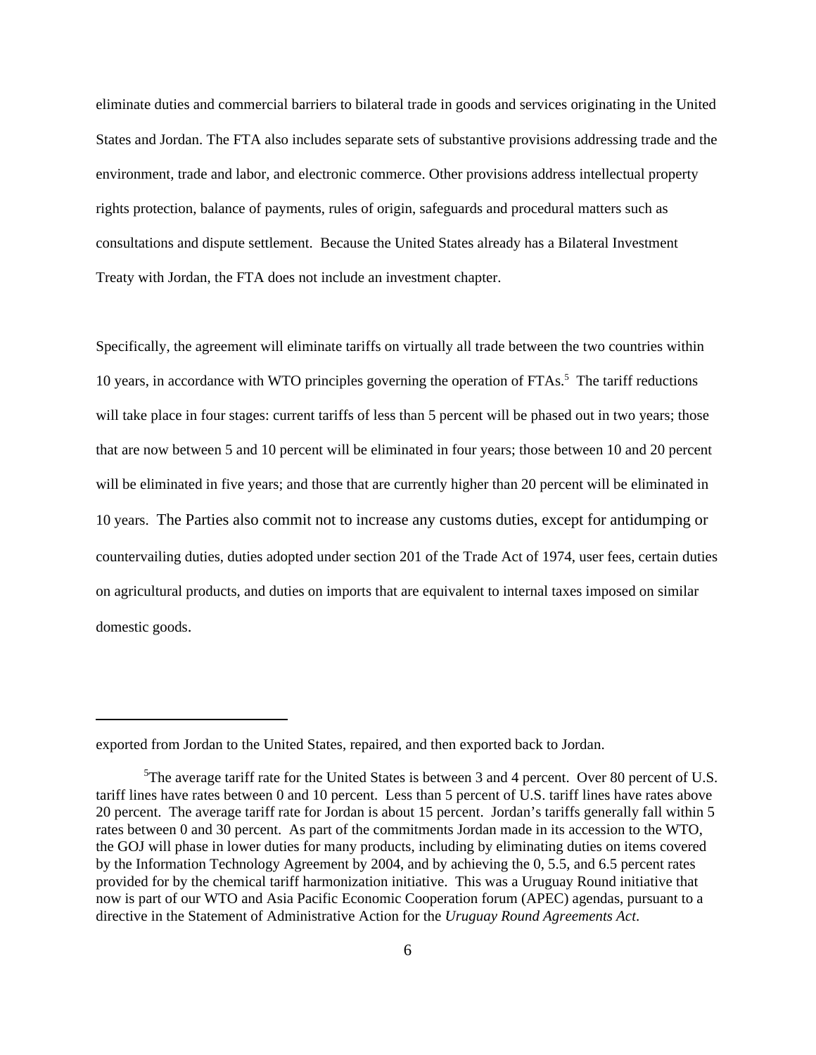eliminate duties and commercial barriers to bilateral trade in goods and services originating in the United States and Jordan. The FTA also includes separate sets of substantive provisions addressing trade and the environment, trade and labor, and electronic commerce. Other provisions address intellectual property rights protection, balance of payments, rules of origin, safeguards and procedural matters such as consultations and dispute settlement. Because the United States already has a Bilateral Investment Treaty with Jordan, the FTA does not include an investment chapter.

Specifically, the agreement will eliminate tariffs on virtually all trade between the two countries within 10 years, in accordance with WTO principles governing the operation of FTAs.[5] The tariff reductions will take place in four stages: current tariffs of less than 5 percent will be phased out in two years; those that are now between 5 and 10 percent will be eliminated in four years; those between 10 and 20 percent will be eliminated in five years; and those that are currently higher than 20 percent will be eliminated in 10 years. The Parties also commit not to increase any customs duties, except for antidumping or countervailing duties, duties adopted under section 201 of the Trade Act of 1974, user fees, certain duties on agricultural products, and duties on imports that are equivalent to internal taxes imposed on similar domestic goods.

---

exported from Jordan to the United States, repaired, and then exported back to Jordan.

[5]The average tariff rate for the United States is between 3 and 4 percent. Over 80 percent of U.S. tariff lines have rates between 0 and 10 percent. Less than 5 percent of U.S. tariff lines have rates above 20 percent. The average tariff rate for Jordan is about 15 percent. Jordan's tariffs generally fall within 5 rates between 0 and 30 percent. As part of the commitments Jordan made in its accession to the WTO, the GOJ will phase in lower duties for many products, including by eliminating duties on items covered by the Information Technology Agreement by 2004, and by achieving the 0, 5.5, and 6.5 percent rates provided for by the chemical tariff harmonization initiative. This was a Uruguay Round initiative that now is part of our WTO and Asia Pacific Economic Cooperation forum (APEC) agendas, pursuant to a directive in the Statement of Administrative Action for the *Uruguay Round Agreements Act*.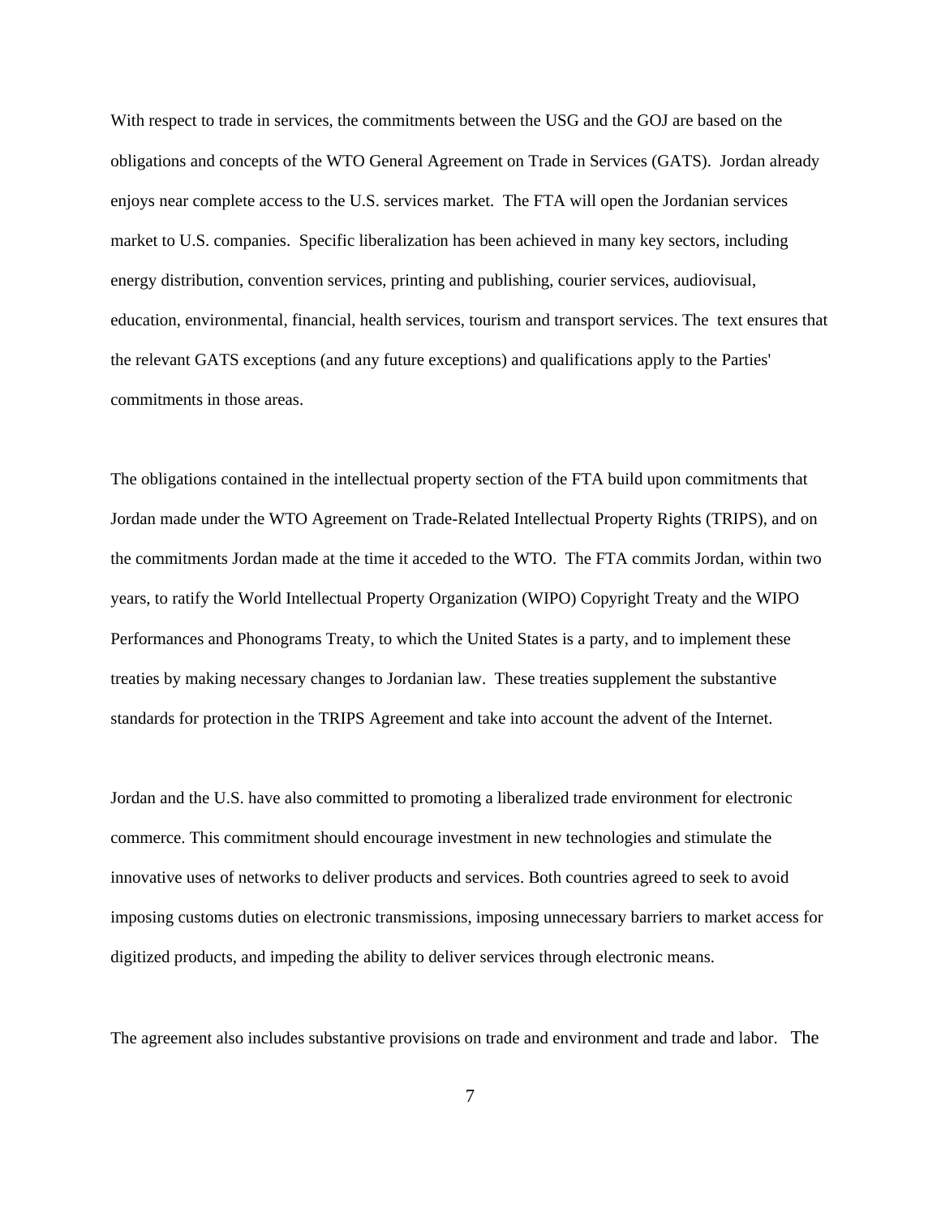With respect to trade in services, the commitments between the USG and the GOJ are based on the obligations and concepts of the WTO General Agreement on Trade in Services (GATS). Jordan already enjoys near complete access to the U.S. services market. The FTA will open the Jordanian services market to U.S. companies. Specific liberalization has been achieved in many key sectors, including energy distribution, convention services, printing and publishing, courier services, audiovisual, education, environmental, financial, health services, tourism and transport services. The text ensures that the relevant GATS exceptions (and any future exceptions) and qualifications apply to the Parties' commitments in those areas.

The obligations contained in the intellectual property section of the FTA build upon commitments that Jordan made under the WTO Agreement on Trade-Related Intellectual Property Rights (TRIPS), and on the commitments Jordan made at the time it acceded to the WTO. The FTA commits Jordan, within two years, to ratify the World Intellectual Property Organization (WIPO) Copyright Treaty and the WIPO Performances and Phonograms Treaty, to which the United States is a party, and to implement these treaties by making necessary changes to Jordanian law. These treaties supplement the substantive standards for protection in the TRIPS Agreement and take into account the advent of the Internet.

Jordan and the U.S. have also committed to promoting a liberalized trade environment for electronic commerce. This commitment should encourage investment in new technologies and stimulate the innovative uses of networks to deliver products and services. Both countries agreed to seek to avoid imposing customs duties on electronic transmissions, imposing unnecessary barriers to market access for digitized products, and impeding the ability to deliver services through electronic means.

The agreement also includes substantive provisions on trade and environment and trade and labor. The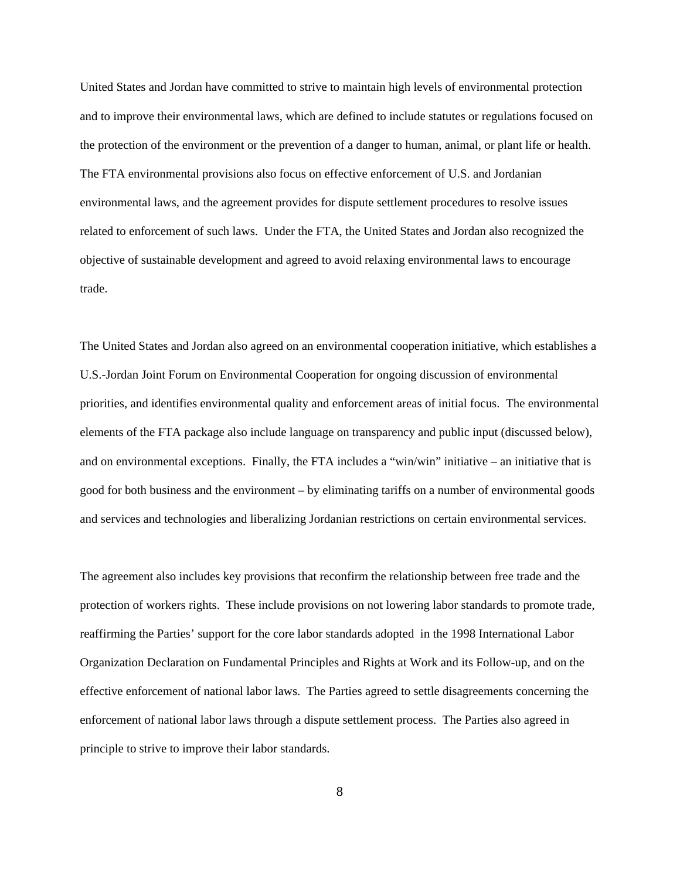United States and Jordan have committed to strive to maintain high levels of environmental protection and to improve their environmental laws, which are defined to include statutes or regulations focused on the protection of the environment or the prevention of a danger to human, animal, or plant life or health. The FTA environmental provisions also focus on effective enforcement of U.S. and Jordanian environmental laws, and the agreement provides for dispute settlement procedures to resolve issues related to enforcement of such laws. Under the FTA, the United States and Jordan also recognized the objective of sustainable development and agreed to avoid relaxing environmental laws to encourage trade.

The United States and Jordan also agreed on an environmental cooperation initiative, which establishes a U.S.-Jordan Joint Forum on Environmental Cooperation for ongoing discussion of environmental priorities, and identifies environmental quality and enforcement areas of initial focus. The environmental elements of the FTA package also include language on transparency and public input (discussed below), and on environmental exceptions. Finally, the FTA includes a "win/win" initiative – an initiative that is good for both business and the environment – by eliminating tariffs on a number of environmental goods and services and technologies and liberalizing Jordanian restrictions on certain environmental services.

The agreement also includes key provisions that reconfirm the relationship between free trade and the protection of workers rights. These include provisions on not lowering labor standards to promote trade, reaffirming the Parties' support for the core labor standards adopted in the 1998 International Labor Organization Declaration on Fundamental Principles and Rights at Work and its Follow-up, and on the effective enforcement of national labor laws. The Parties agreed to settle disagreements concerning the enforcement of national labor laws through a dispute settlement process. The Parties also agreed in principle to strive to improve their labor standards.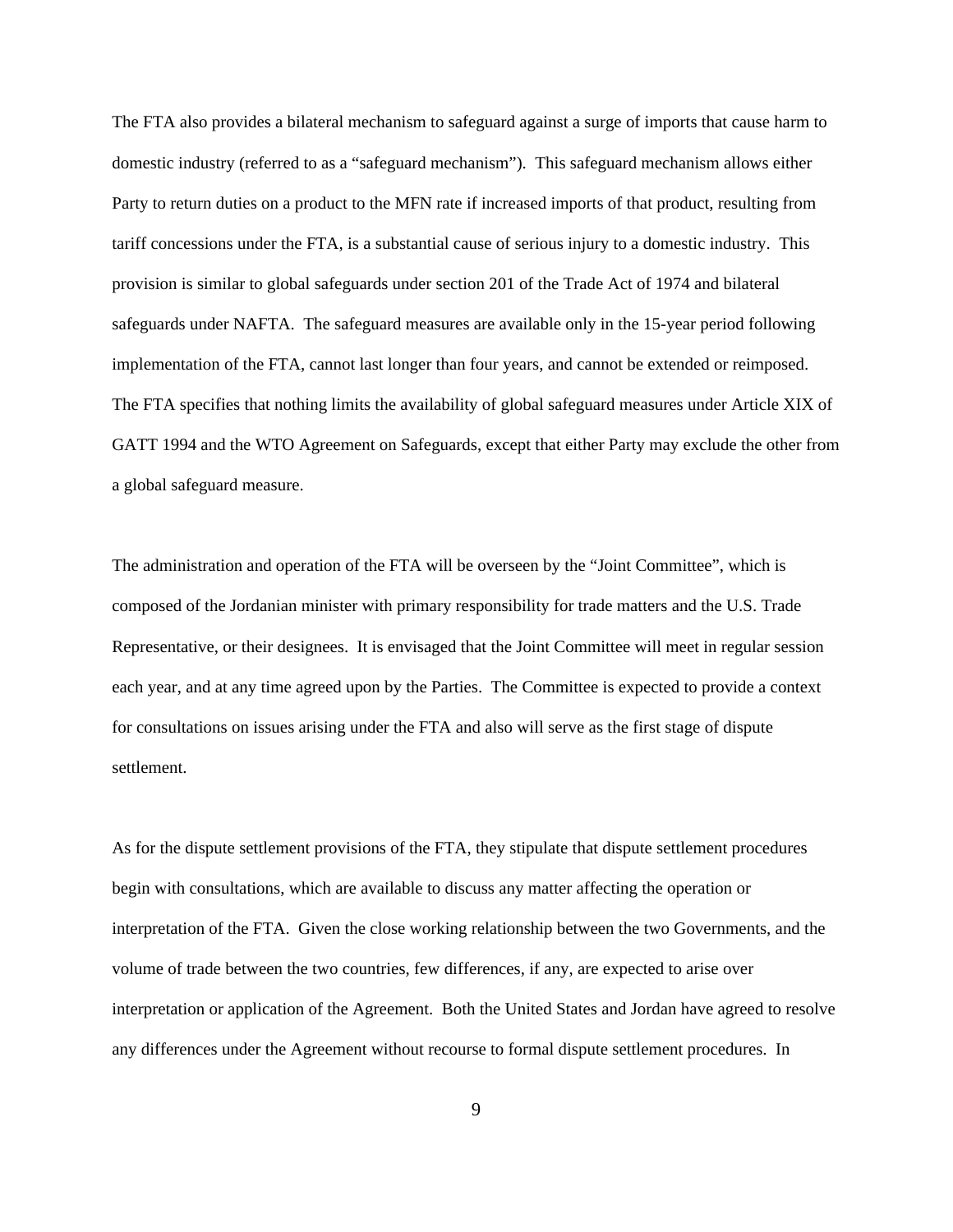The FTA also provides a bilateral mechanism to safeguard against a surge of imports that cause harm to domestic industry (referred to as a "safeguard mechanism"). This safeguard mechanism allows either Party to return duties on a product to the MFN rate if increased imports of that product, resulting from tariff concessions under the FTA, is a substantial cause of serious injury to a domestic industry. This provision is similar to global safeguards under section 201 of the Trade Act of 1974 and bilateral safeguards under NAFTA. The safeguard measures are available only in the 15-year period following implementation of the FTA, cannot last longer than four years, and cannot be extended or reimposed. The FTA specifies that nothing limits the availability of global safeguard measures under Article XIX of GATT 1994 and the WTO Agreement on Safeguards, except that either Party may exclude the other from a global safeguard measure.

The administration and operation of the FTA will be overseen by the "Joint Committee", which is composed of the Jordanian minister with primary responsibility for trade matters and the U.S. Trade Representative, or their designees. It is envisaged that the Joint Committee will meet in regular session each year, and at any time agreed upon by the Parties. The Committee is expected to provide a context for consultations on issues arising under the FTA and also will serve as the first stage of dispute settlement.

As for the dispute settlement provisions of the FTA, they stipulate that dispute settlement procedures begin with consultations, which are available to discuss any matter affecting the operation or interpretation of the FTA. Given the close working relationship between the two Governments, and the volume of trade between the two countries, few differences, if any, are expected to arise over interpretation or application of the Agreement. Both the United States and Jordan have agreed to resolve any differences under the Agreement without recourse to formal dispute settlement procedures. In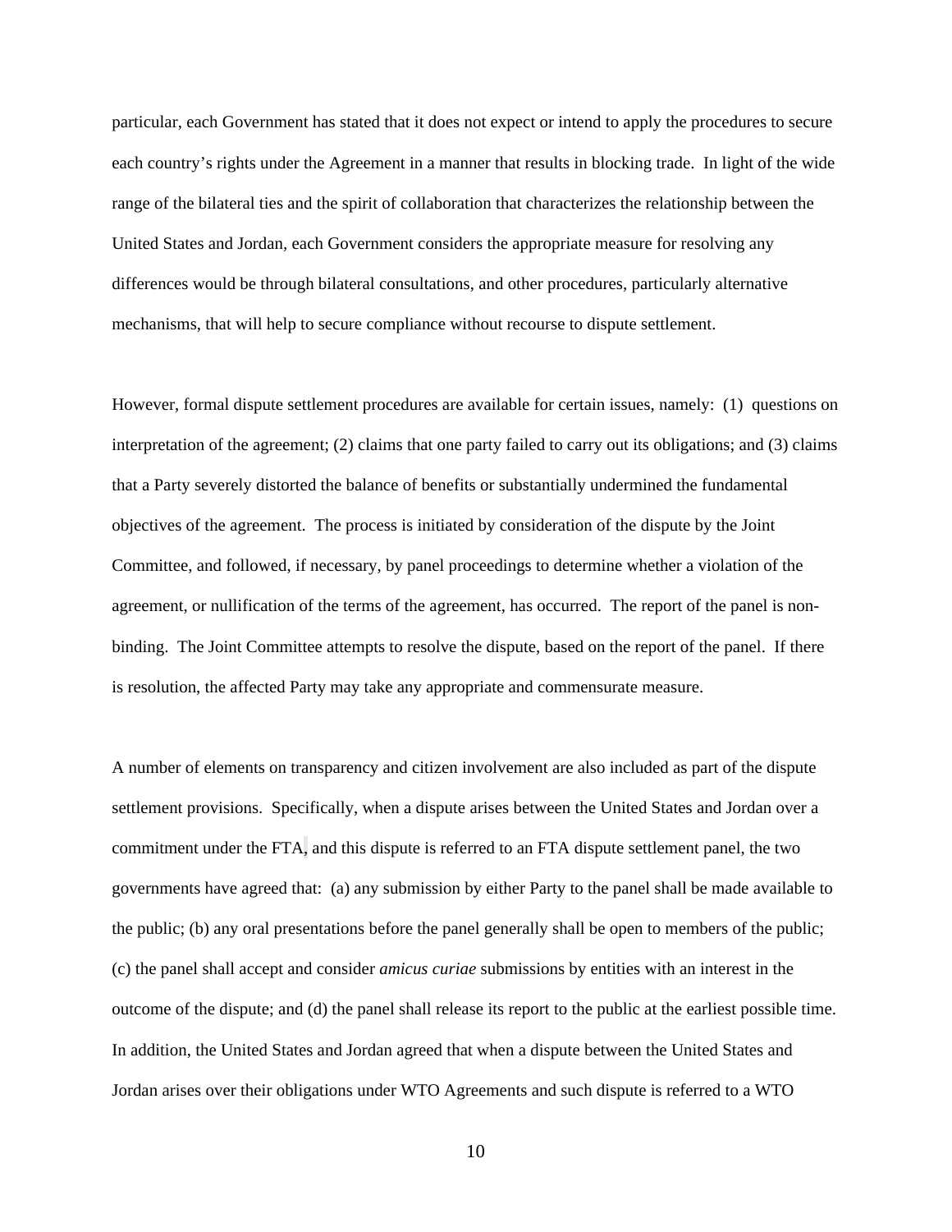particular, each Government has stated that it does not expect or intend to apply the procedures to secure each country's rights under the Agreement in a manner that results in blocking trade. In light of the wide range of the bilateral ties and the spirit of collaboration that characterizes the relationship between the United States and Jordan, each Government considers the appropriate measure for resolving any differences would be through bilateral consultations, and other procedures, particularly alternative mechanisms, that will help to secure compliance without recourse to dispute settlement.

However, formal dispute settlement procedures are available for certain issues, namely: (1) questions on interpretation of the agreement; (2) claims that one party failed to carry out its obligations; and (3) claims that a Party severely distorted the balance of benefits or substantially undermined the fundamental objectives of the agreement. The process is initiated by consideration of the dispute by the Joint Committee, and followed, if necessary, by panel proceedings to determine whether a violation of the agreement, or nullification of the terms of the agreement, has occurred. The report of the panel is non-binding. The Joint Committee attempts to resolve the dispute, based on the report of the panel. If there is resolution, the affected Party may take any appropriate and commensurate measure.

A number of elements on transparency and citizen involvement are also included as part of the dispute settlement provisions. Specifically, when a dispute arises between the United States and Jordan over a commitment under the FTA, and this dispute is referred to an FTA dispute settlement panel, the two governments have agreed that: (a) any submission by either Party to the panel shall be made available to the public; (b) any oral presentations before the panel generally shall be open to members of the public; (c) the panel shall accept and consider *amicus curiae* submissions by entities with an interest in the outcome of the dispute; and (d) the panel shall release its report to the public at the earliest possible time. In addition, the United States and Jordan agreed that when a dispute between the United States and Jordan arises over their obligations under WTO Agreements and such dispute is referred to a WTO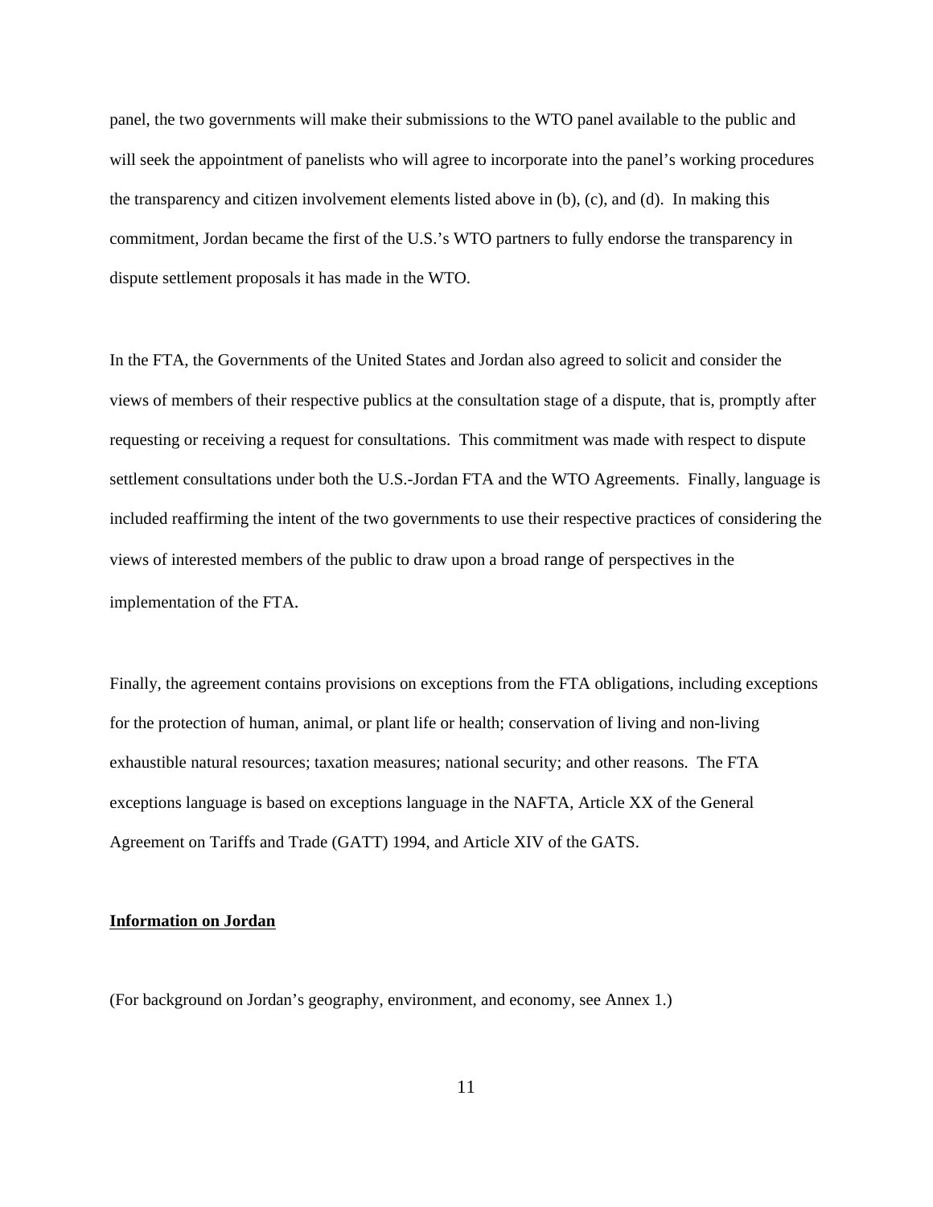panel, the two governments will make their submissions to the WTO panel available to the public and will seek the appointment of panelists who will agree to incorporate into the panel's working procedures the transparency and citizen involvement elements listed above in (b), (c), and (d). In making this commitment, Jordan became the first of the U.S.'s WTO partners to fully endorse the transparency in dispute settlement proposals it has made in the WTO.

In the FTA, the Governments of the United States and Jordan also agreed to solicit and consider the views of members of their respective publics at the consultation stage of a dispute, that is, promptly after requesting or receiving a request for consultations. This commitment was made with respect to dispute settlement consultations under both the U.S.-Jordan FTA and the WTO Agreements. Finally, language is included reaffirming the intent of the two governments to use their respective practices of considering the views of interested members of the public to draw upon a broad range of perspectives in the implementation of the FTA.

Finally, the agreement contains provisions on exceptions from the FTA obligations, including exceptions for the protection of human, animal, or plant life or health; conservation of living and non-living exhaustible natural resources; taxation measures; national security; and other reasons. The FTA exceptions language is based on exceptions language in the NAFTA, Article XX of the General Agreement on Tariffs and Trade (GATT) 1994, and Article XIV of the GATS.

**Information on Jordan**

(For background on Jordan's geography, environment, and economy, see Annex 1.)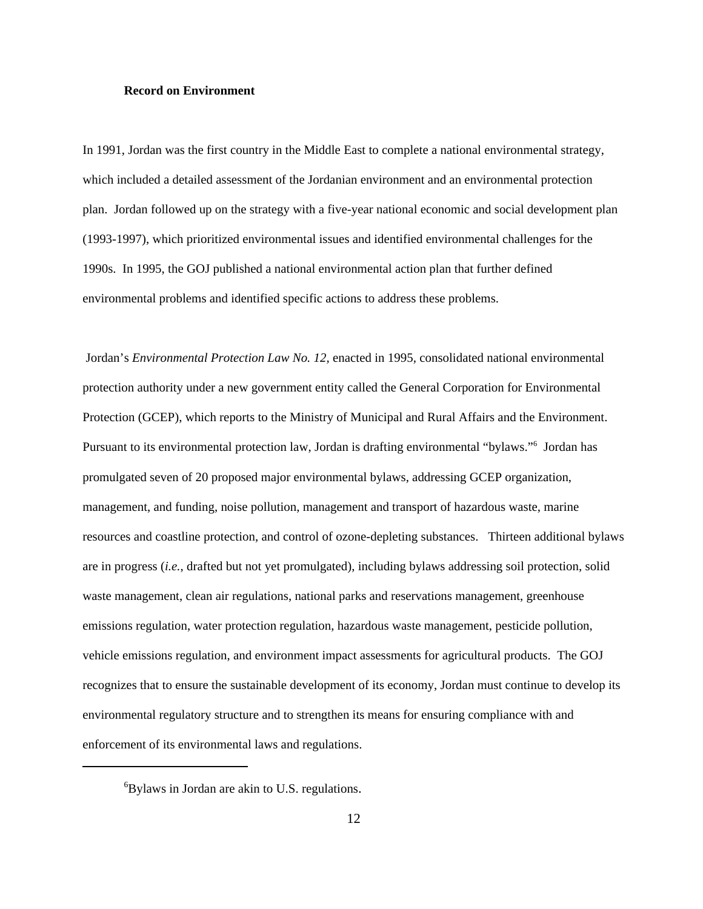**Record on Environment**

In 1991, Jordan was the first country in the Middle East to complete a national environmental strategy, which included a detailed assessment of the Jordanian environment and an environmental protection plan. Jordan followed up on the strategy with a five-year national economic and social development plan (1993-1997), which prioritized environmental issues and identified environmental challenges for the 1990s. In 1995, the GOJ published a national environmental action plan that further defined environmental problems and identified specific actions to address these problems.

Jordan's *Environmental Protection Law No. 12,* enacted in 1995, consolidated national environmental protection authority under a new government entity called the General Corporation for Environmental Protection (GCEP), which reports to the Ministry of Municipal and Rural Affairs and the Environment. Pursuant to its environmental protection law, Jordan is drafting environmental "bylaws."[6] Jordan has promulgated seven of 20 proposed major environmental bylaws, addressing GCEP organization, management, and funding, noise pollution, management and transport of hazardous waste, marine resources and coastline protection, and control of ozone-depleting substances. Thirteen additional bylaws are in progress (*i.e.*, drafted but not yet promulgated), including bylaws addressing soil protection, solid waste management, clean air regulations, national parks and reservations management, greenhouse emissions regulation, water protection regulation, hazardous waste management, pesticide pollution, vehicle emissions regulation, and environment impact assessments for agricultural products. The GOJ recognizes that to ensure the sustainable development of its economy, Jordan must continue to develop its environmental regulatory structure and to strengthen its means for ensuring compliance with and enforcement of its environmental laws and regulations.

---

[6] Bylaws in Jordan are akin to U.S. regulations.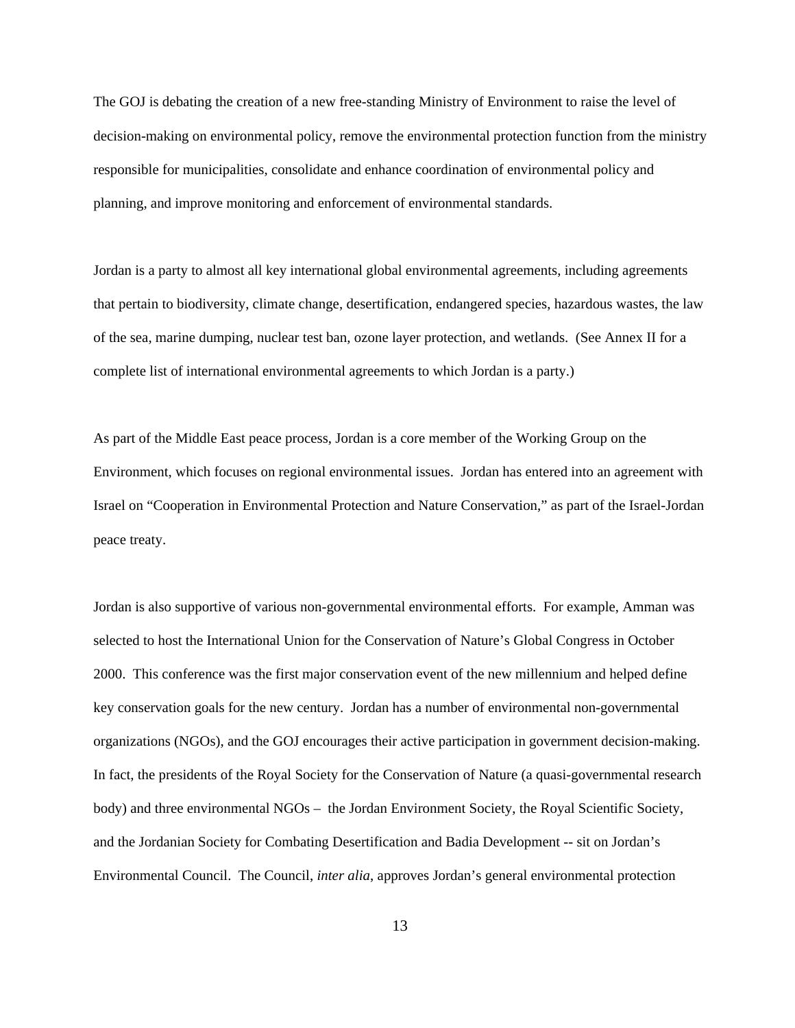The GOJ is debating the creation of a new free-standing Ministry of Environment to raise the level of decision-making on environmental policy, remove the environmental protection function from the ministry responsible for municipalities, consolidate and enhance coordination of environmental policy and planning, and improve monitoring and enforcement of environmental standards.

Jordan is a party to almost all key international global environmental agreements, including agreements that pertain to biodiversity, climate change, desertification, endangered species, hazardous wastes, the law of the sea, marine dumping, nuclear test ban, ozone layer protection, and wetlands.  (See Annex II for a complete list of international environmental agreements to which Jordan is a party.)

As part of the Middle East peace process, Jordan is a core member of the Working Group on the Environment, which focuses on regional environmental issues.  Jordan has entered into an agreement with Israel on "Cooperation in Environmental Protection and Nature Conservation," as part of the Israel-Jordan peace treaty.

Jordan is also supportive of various non-governmental environmental efforts.  For example, Amman was selected to host the International Union for the Conservation of Nature's Global Congress in October 2000.  This conference was the first major conservation event of the new millennium and helped define key conservation goals for the new century.  Jordan has a number of environmental non-governmental organizations (NGOs), and the GOJ encourages their active participation in government decision-making.  In fact, the presidents of the Royal Society for the Conservation of Nature (a quasi-governmental research body) and three environmental NGOs –  the Jordan Environment Society, the Royal Scientific Society, and the Jordanian Society for Combating Desertification and Badia Development -- sit on Jordan's Environmental Council.  The Council, *inter alia*, approves Jordan's general environmental protection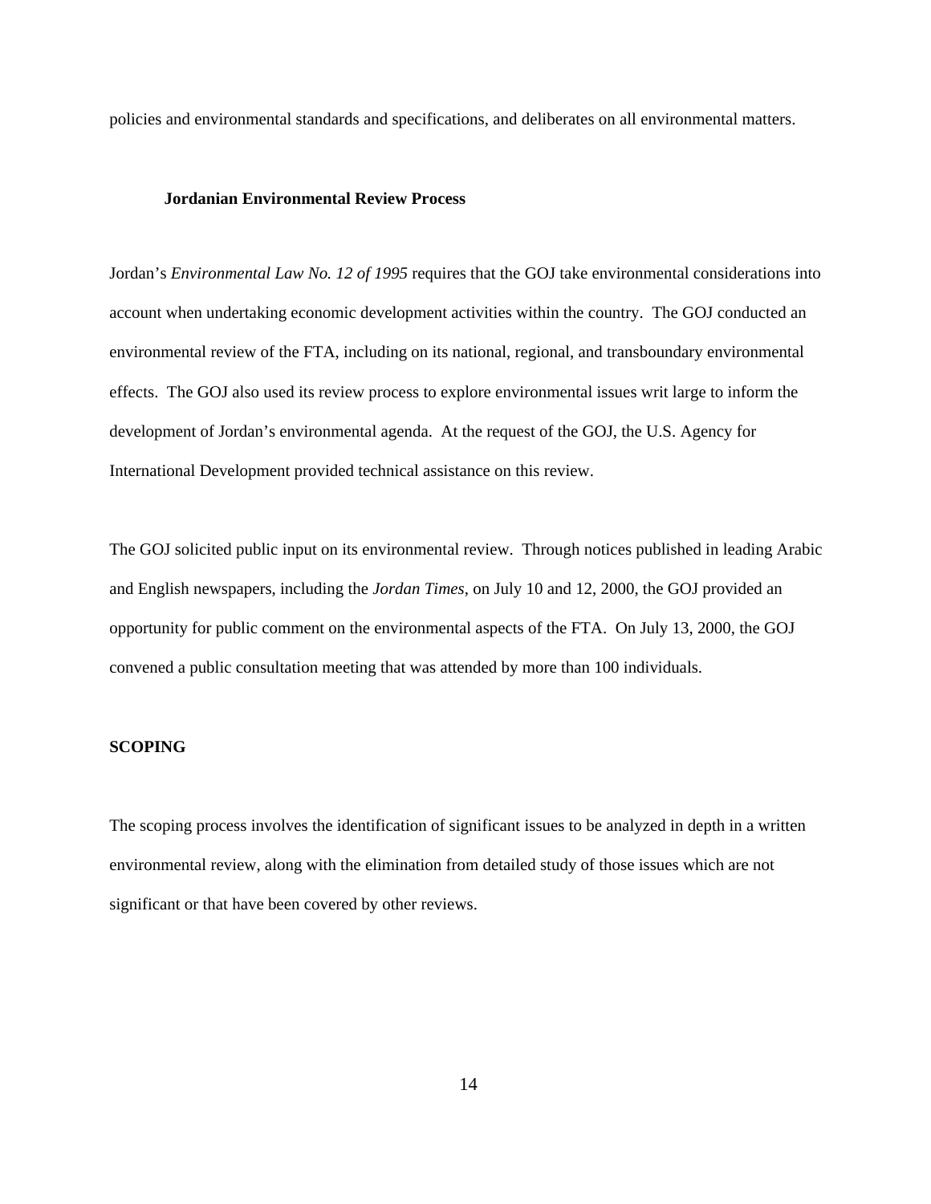policies and environmental standards and specifications, and deliberates on all environmental matters.

### Jordanian Environmental Review Process

Jordan's *Environmental Law No. 12 of 1995* requires that the GOJ take environmental considerations into account when undertaking economic development activities within the country. The GOJ conducted an environmental review of the FTA, including on its national, regional, and transboundary environmental effects. The GOJ also used its review process to explore environmental issues writ large to inform the development of Jordan's environmental agenda. At the request of the GOJ, the U.S. Agency for International Development provided technical assistance on this review.

The GOJ solicited public input on its environmental review. Through notices published in leading Arabic and English newspapers, including the *Jordan Times*, on July 10 and 12, 2000, the GOJ provided an opportunity for public comment on the environmental aspects of the FTA. On July 13, 2000, the GOJ convened a public consultation meeting that was attended by more than 100 individuals.

## SCOPING

The scoping process involves the identification of significant issues to be analyzed in depth in a written environmental review, along with the elimination from detailed study of those issues which are not significant or that have been covered by other reviews.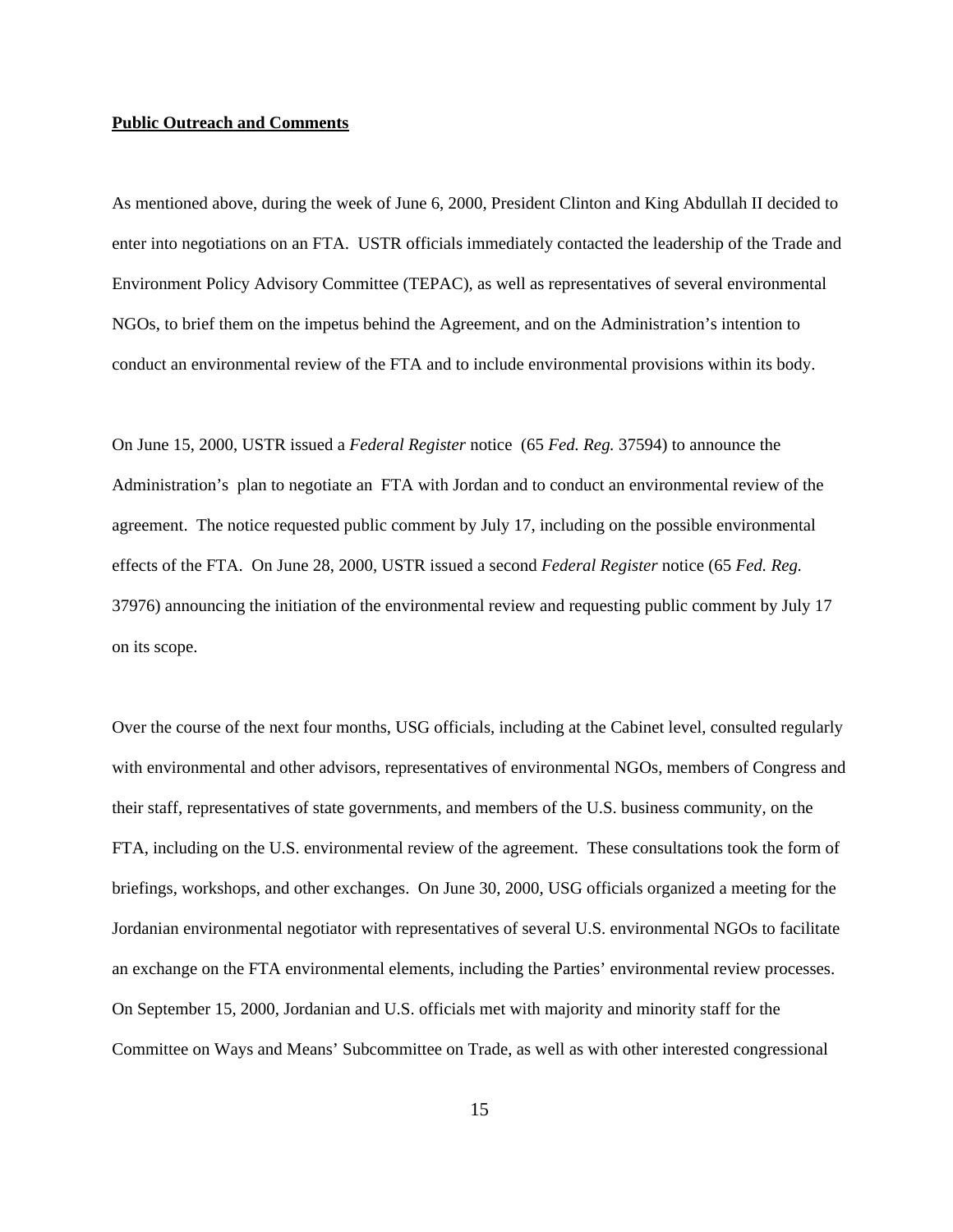**Public Outreach and Comments**

As mentioned above, during the week of June 6, 2000, President Clinton and King Abdullah II decided to enter into negotiations on an FTA. USTR officials immediately contacted the leadership of the Trade and Environment Policy Advisory Committee (TEPAC), as well as representatives of several environmental NGOs, to brief them on the impetus behind the Agreement, and on the Administration's intention to conduct an environmental review of the FTA and to include environmental provisions within its body.

On June 15, 2000, USTR issued a *Federal Register* notice (65 *Fed. Reg.* 37594) to announce the Administration's plan to negotiate an FTA with Jordan and to conduct an environmental review of the agreement. The notice requested public comment by July 17, including on the possible environmental effects of the FTA. On June 28, 2000, USTR issued a second *Federal Register* notice (65 *Fed. Reg.* 37976) announcing the initiation of the environmental review and requesting public comment by July 17 on its scope.

Over the course of the next four months, USG officials, including at the Cabinet level, consulted regularly with environmental and other advisors, representatives of environmental NGOs, members of Congress and their staff, representatives of state governments, and members of the U.S. business community, on the FTA, including on the U.S. environmental review of the agreement. These consultations took the form of briefings, workshops, and other exchanges. On June 30, 2000, USG officials organized a meeting for the Jordanian environmental negotiator with representatives of several U.S. environmental NGOs to facilitate an exchange on the FTA environmental elements, including the Parties' environmental review processes. On September 15, 2000, Jordanian and U.S. officials met with majority and minority staff for the Committee on Ways and Means' Subcommittee on Trade, as well as with other interested congressional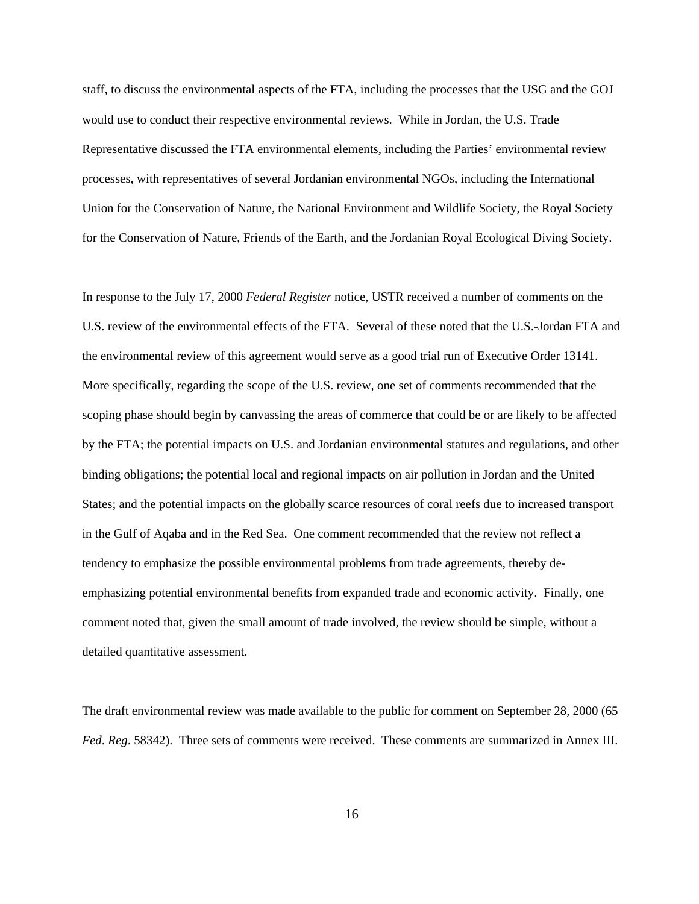staff, to discuss the environmental aspects of the FTA, including the processes that the USG and the GOJ would use to conduct their respective environmental reviews. While in Jordan, the U.S. Trade Representative discussed the FTA environmental elements, including the Parties' environmental review processes, with representatives of several Jordanian environmental NGOs, including the International Union for the Conservation of Nature, the National Environment and Wildlife Society, the Royal Society for the Conservation of Nature, Friends of the Earth, and the Jordanian Royal Ecological Diving Society.

In response to the July 17, 2000 *Federal Register* notice, USTR received a number of comments on the U.S. review of the environmental effects of the FTA. Several of these noted that the U.S.-Jordan FTA and the environmental review of this agreement would serve as a good trial run of Executive Order 13141. More specifically, regarding the scope of the U.S. review, one set of comments recommended that the scoping phase should begin by canvassing the areas of commerce that could be or are likely to be affected by the FTA; the potential impacts on U.S. and Jordanian environmental statutes and regulations, and other binding obligations; the potential local and regional impacts on air pollution in Jordan and the United States; and the potential impacts on the globally scarce resources of coral reefs due to increased transport in the Gulf of Aqaba and in the Red Sea. One comment recommended that the review not reflect a tendency to emphasize the possible environmental problems from trade agreements, thereby de-emphasizing potential environmental benefits from expanded trade and economic activity. Finally, one comment noted that, given the small amount of trade involved, the review should be simple, without a detailed quantitative assessment.

The draft environmental review was made available to the public for comment on September 28, 2000 (65 *Fed*. *Reg*. 58342). Three sets of comments were received. These comments are summarized in Annex III.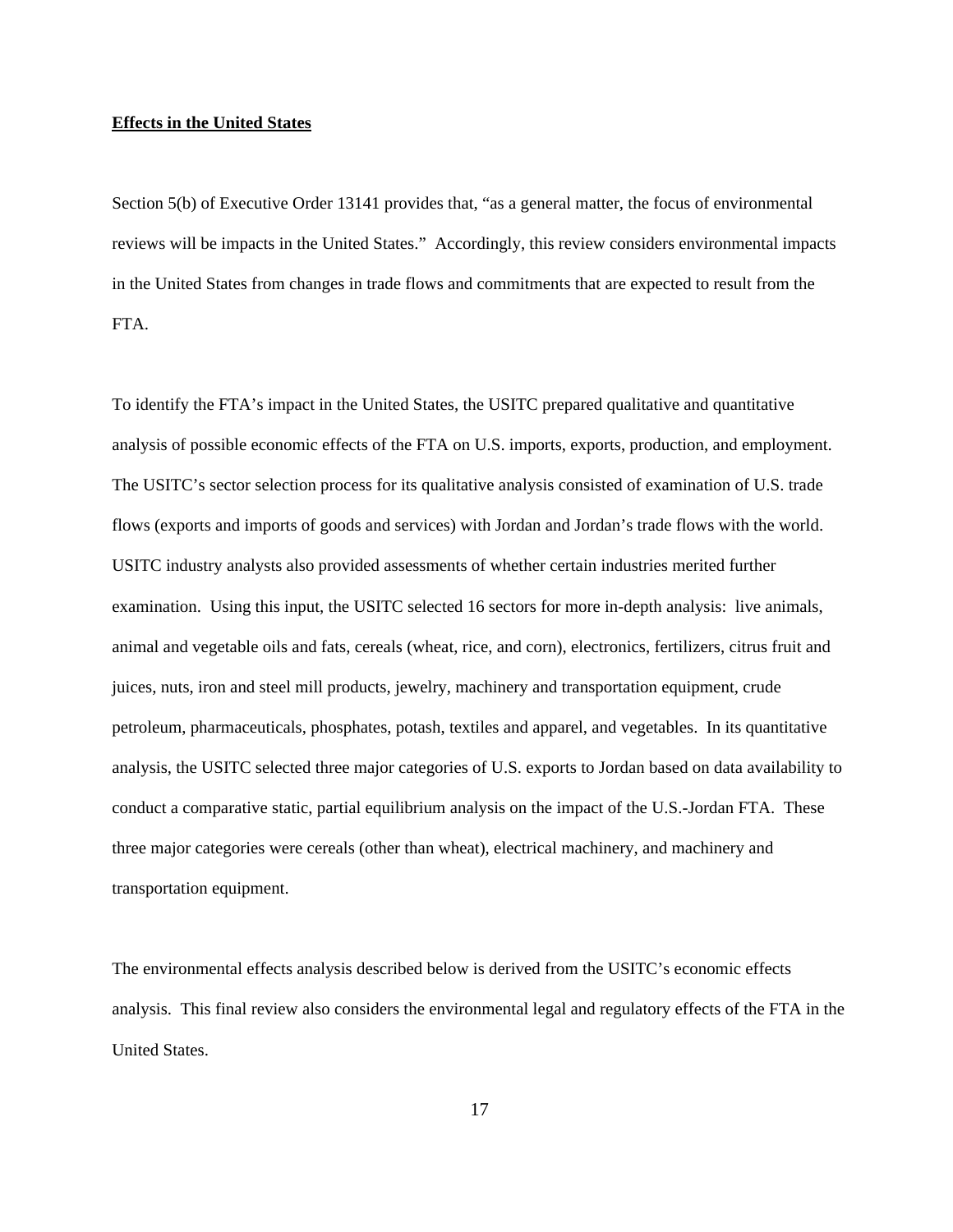**Effects in the United States**

Section 5(b) of Executive Order 13141 provides that, "as a general matter, the focus of environmental reviews will be impacts in the United States." Accordingly, this review considers environmental impacts in the United States from changes in trade flows and commitments that are expected to result from the FTA.

To identify the FTA's impact in the United States, the USITC prepared qualitative and quantitative analysis of possible economic effects of the FTA on U.S. imports, exports, production, and employment. The USITC's sector selection process for its qualitative analysis consisted of examination of U.S. trade flows (exports and imports of goods and services) with Jordan and Jordan's trade flows with the world. USITC industry analysts also provided assessments of whether certain industries merited further examination. Using this input, the USITC selected 16 sectors for more in-depth analysis: live animals, animal and vegetable oils and fats, cereals (wheat, rice, and corn), electronics, fertilizers, citrus fruit and juices, nuts, iron and steel mill products, jewelry, machinery and transportation equipment, crude petroleum, pharmaceuticals, phosphates, potash, textiles and apparel, and vegetables. In its quantitative analysis, the USITC selected three major categories of U.S. exports to Jordan based on data availability to conduct a comparative static, partial equilibrium analysis on the impact of the U.S.-Jordan FTA. These three major categories were cereals (other than wheat), electrical machinery, and machinery and transportation equipment.

The environmental effects analysis described below is derived from the USITC's economic effects analysis. This final review also considers the environmental legal and regulatory effects of the FTA in the United States.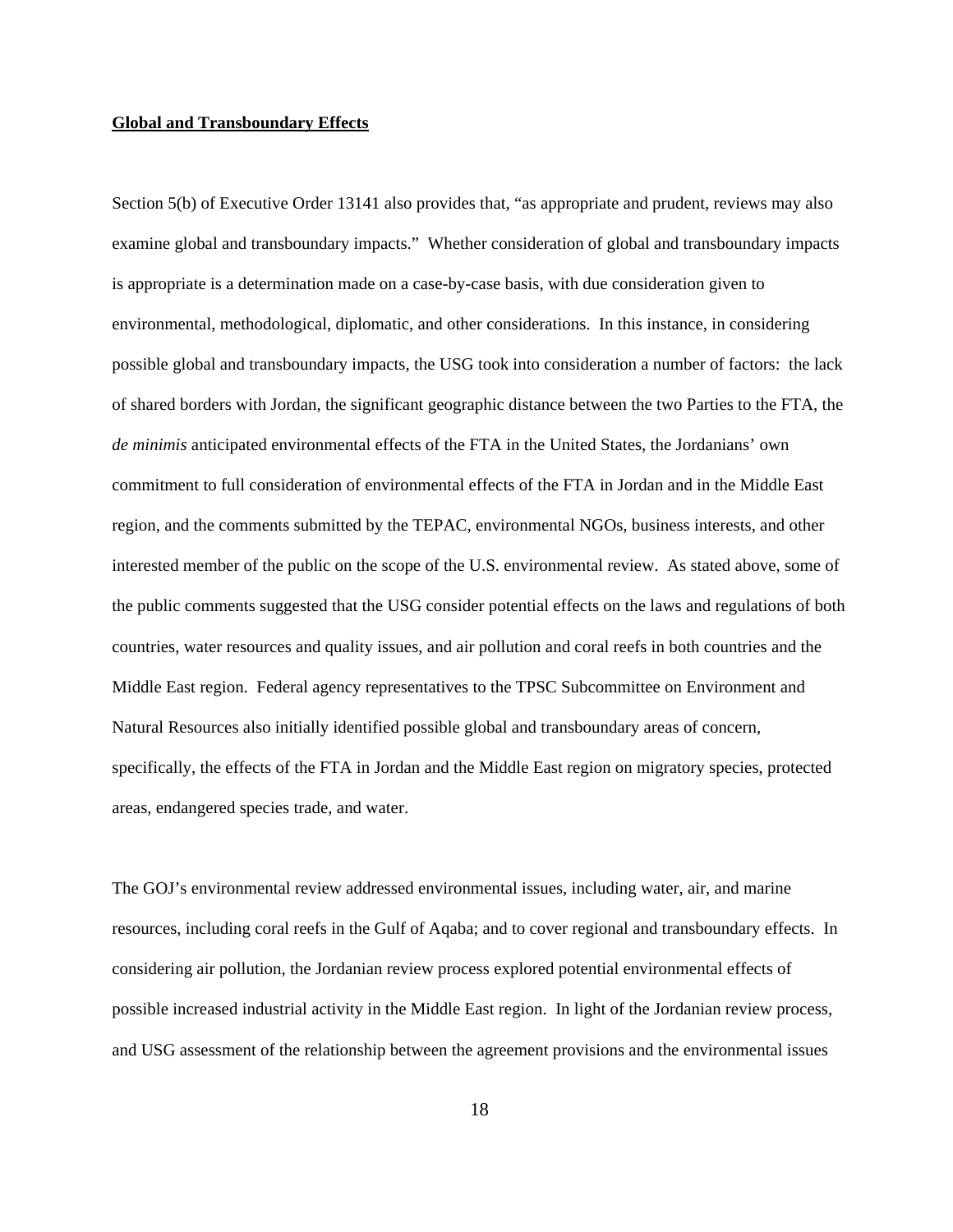**Global and Transboundary Effects**

Section 5(b) of Executive Order 13141 also provides that, "as appropriate and prudent, reviews may also examine global and transboundary impacts." Whether consideration of global and transboundary impacts is appropriate is a determination made on a case-by-case basis, with due consideration given to environmental, methodological, diplomatic, and other considerations. In this instance, in considering possible global and transboundary impacts, the USG took into consideration a number of factors: the lack of shared borders with Jordan, the significant geographic distance between the two Parties to the FTA, the *de minimis* anticipated environmental effects of the FTA in the United States, the Jordanians' own commitment to full consideration of environmental effects of the FTA in Jordan and in the Middle East region, and the comments submitted by the TEPAC, environmental NGOs, business interests, and other interested member of the public on the scope of the U.S. environmental review. As stated above, some of the public comments suggested that the USG consider potential effects on the laws and regulations of both countries, water resources and quality issues, and air pollution and coral reefs in both countries and the Middle East region. Federal agency representatives to the TPSC Subcommittee on Environment and Natural Resources also initially identified possible global and transboundary areas of concern, specifically, the effects of the FTA in Jordan and the Middle East region on migratory species, protected areas, endangered species trade, and water.

The GOJ's environmental review addressed environmental issues, including water, air, and marine resources, including coral reefs in the Gulf of Aqaba; and to cover regional and transboundary effects. In considering air pollution, the Jordanian review process explored potential environmental effects of possible increased industrial activity in the Middle East region. In light of the Jordanian review process, and USG assessment of the relationship between the agreement provisions and the environmental issues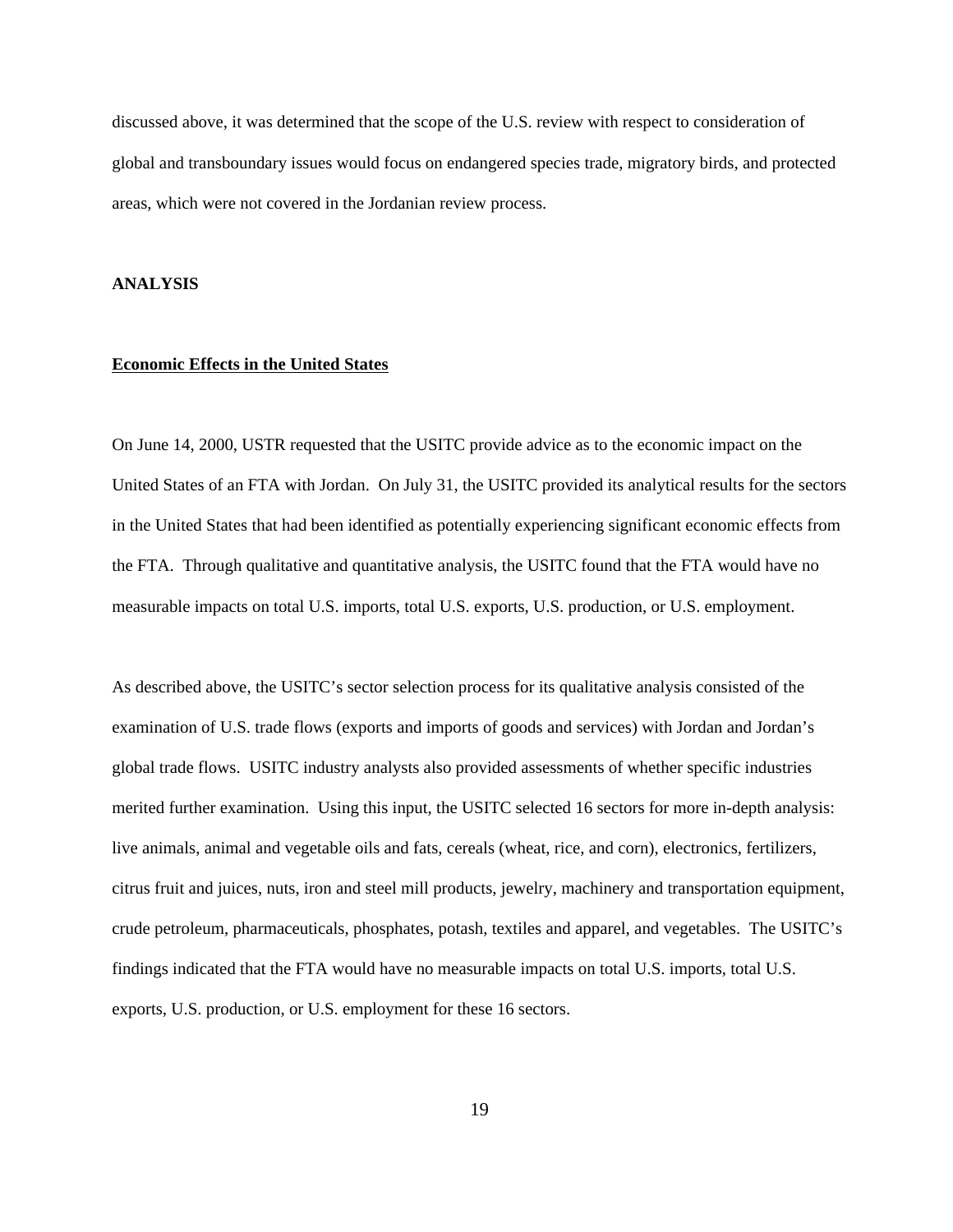discussed above, it was determined that the scope of the U.S. review with respect to consideration of global and transboundary issues would focus on endangered species trade, migratory birds, and protected areas, which were not covered in the Jordanian review process.

## ANALYSIS

### Economic Effects in the United States

On June 14, 2000, USTR requested that the USITC provide advice as to the economic impact on the United States of an FTA with Jordan. On July 31, the USITC provided its analytical results for the sectors in the United States that had been identified as potentially experiencing significant economic effects from the FTA. Through qualitative and quantitative analysis, the USITC found that the FTA would have no measurable impacts on total U.S. imports, total U.S. exports, U.S. production, or U.S. employment.

As described above, the USITC's sector selection process for its qualitative analysis consisted of the examination of U.S. trade flows (exports and imports of goods and services) with Jordan and Jordan's global trade flows. USITC industry analysts also provided assessments of whether specific industries merited further examination. Using this input, the USITC selected 16 sectors for more in-depth analysis: live animals, animal and vegetable oils and fats, cereals (wheat, rice, and corn), electronics, fertilizers, citrus fruit and juices, nuts, iron and steel mill products, jewelry, machinery and transportation equipment, crude petroleum, pharmaceuticals, phosphates, potash, textiles and apparel, and vegetables. The USITC's findings indicated that the FTA would have no measurable impacts on total U.S. imports, total U.S. exports, U.S. production, or U.S. employment for these 16 sectors.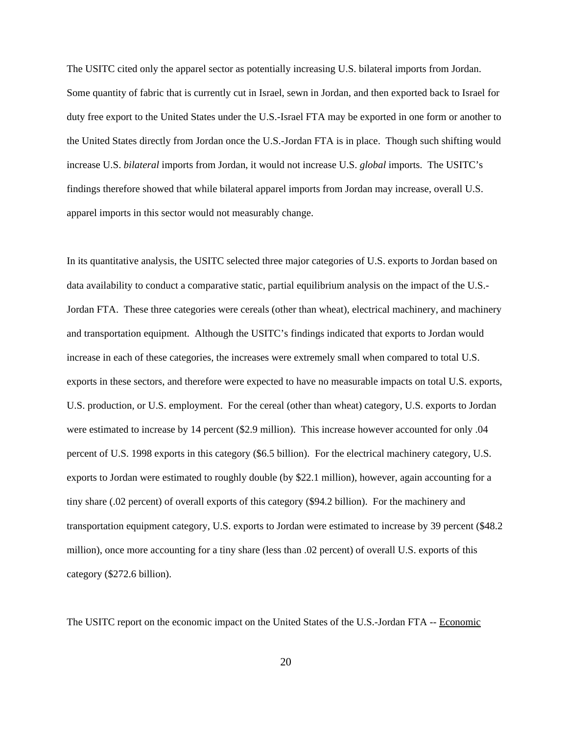The USITC cited only the apparel sector as potentially increasing U.S. bilateral imports from Jordan. Some quantity of fabric that is currently cut in Israel, sewn in Jordan, and then exported back to Israel for duty free export to the United States under the U.S.-Israel FTA may be exported in one form or another to the United States directly from Jordan once the U.S.-Jordan FTA is in place. Though such shifting would increase U.S. *bilateral* imports from Jordan, it would not increase U.S. *global* imports. The USITC's findings therefore showed that while bilateral apparel imports from Jordan may increase, overall U.S. apparel imports in this sector would not measurably change.

In its quantitative analysis, the USITC selected three major categories of U.S. exports to Jordan based on data availability to conduct a comparative static, partial equilibrium analysis on the impact of the U.S.-Jordan FTA. These three categories were cereals (other than wheat), electrical machinery, and machinery and transportation equipment. Although the USITC's findings indicated that exports to Jordan would increase in each of these categories, the increases were extremely small when compared to total U.S. exports in these sectors, and therefore were expected to have no measurable impacts on total U.S. exports, U.S. production, or U.S. employment. For the cereal (other than wheat) category, U.S. exports to Jordan were estimated to increase by 14 percent ($2.9 million). This increase however accounted for only .04 percent of U.S. 1998 exports in this category ($6.5 billion). For the electrical machinery category, U.S. exports to Jordan were estimated to roughly double (by $22.1 million), however, again accounting for a tiny share (.02 percent) of overall exports of this category ($94.2 billion). For the machinery and transportation equipment category, U.S. exports to Jordan were estimated to increase by 39 percent ($48.2 million), once more accounting for a tiny share (less than .02 percent) of overall U.S. exports of this category ($272.6 billion).

The USITC report on the economic impact on the United States of the U.S.-Jordan FTA -- Economic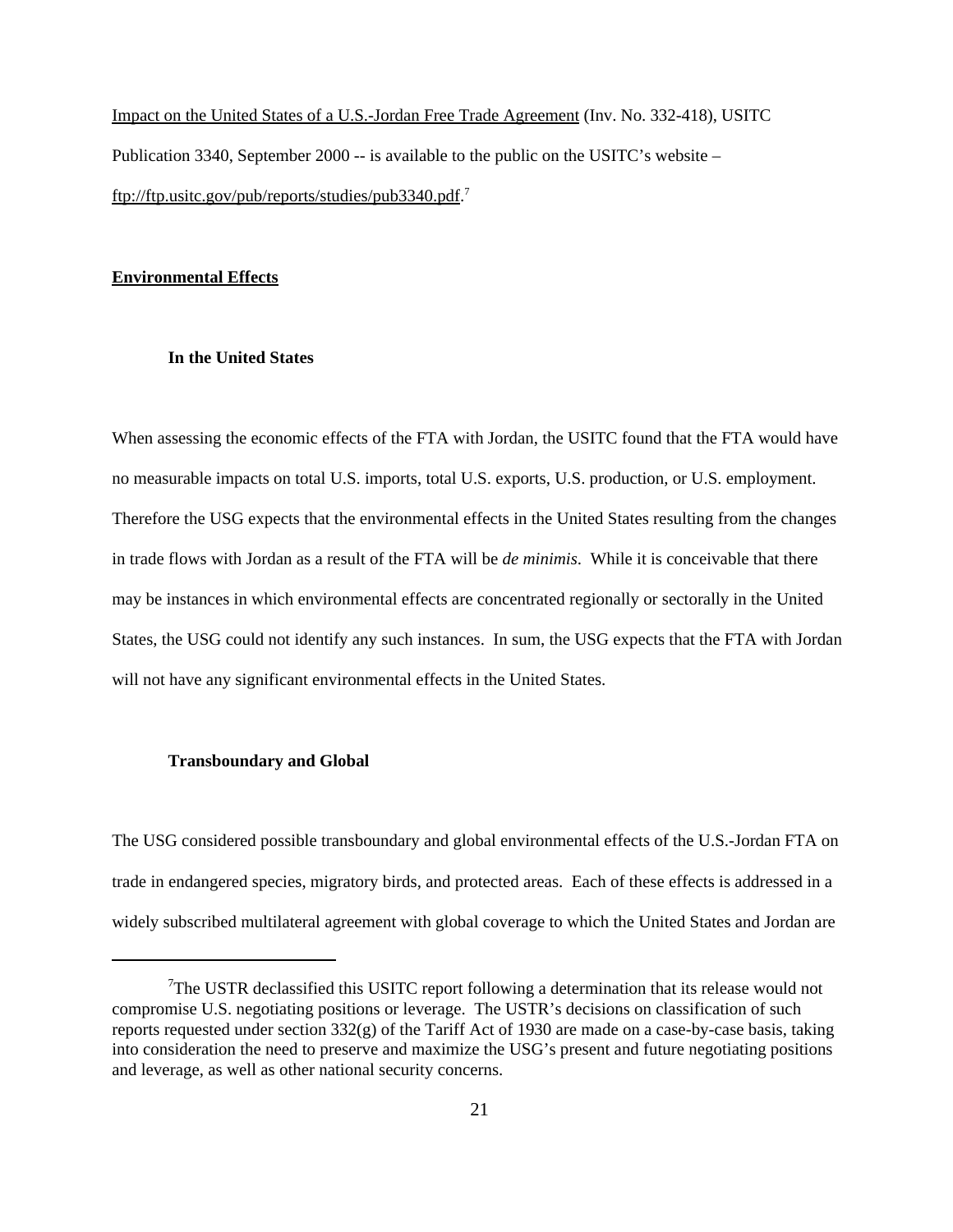Impact on the United States of a U.S.-Jordan Free Trade Agreement (Inv. No. 332-418), USITC Publication 3340, September 2000 -- is available to the public on the USITC's website – ftp://ftp.usitc.gov/pub/reports/studies/pub3340.pdf.[7]

## Environmental Effects

### In the United States

When assessing the economic effects of the FTA with Jordan, the USITC found that the FTA would have no measurable impacts on total U.S. imports, total U.S. exports, U.S. production, or U.S. employment. Therefore the USG expects that the environmental effects in the United States resulting from the changes in trade flows with Jordan as a result of the FTA will be *de minimis*. While it is conceivable that there may be instances in which environmental effects are concentrated regionally or sectorally in the United States, the USG could not identify any such instances. In sum, the USG expects that the FTA with Jordan will not have any significant environmental effects in the United States.

### Transboundary and Global

The USG considered possible transboundary and global environmental effects of the U.S.-Jordan FTA on trade in endangered species, migratory birds, and protected areas. Each of these effects is addressed in a widely subscribed multilateral agreement with global coverage to which the United States and Jordan are

[7] The USTR declassified this USITC report following a determination that its release would not compromise U.S. negotiating positions or leverage. The USTR's decisions on classification of such reports requested under section 332(g) of the Tariff Act of 1930 are made on a case-by-case basis, taking into consideration the need to preserve and maximize the USG's present and future negotiating positions and leverage, as well as other national security concerns.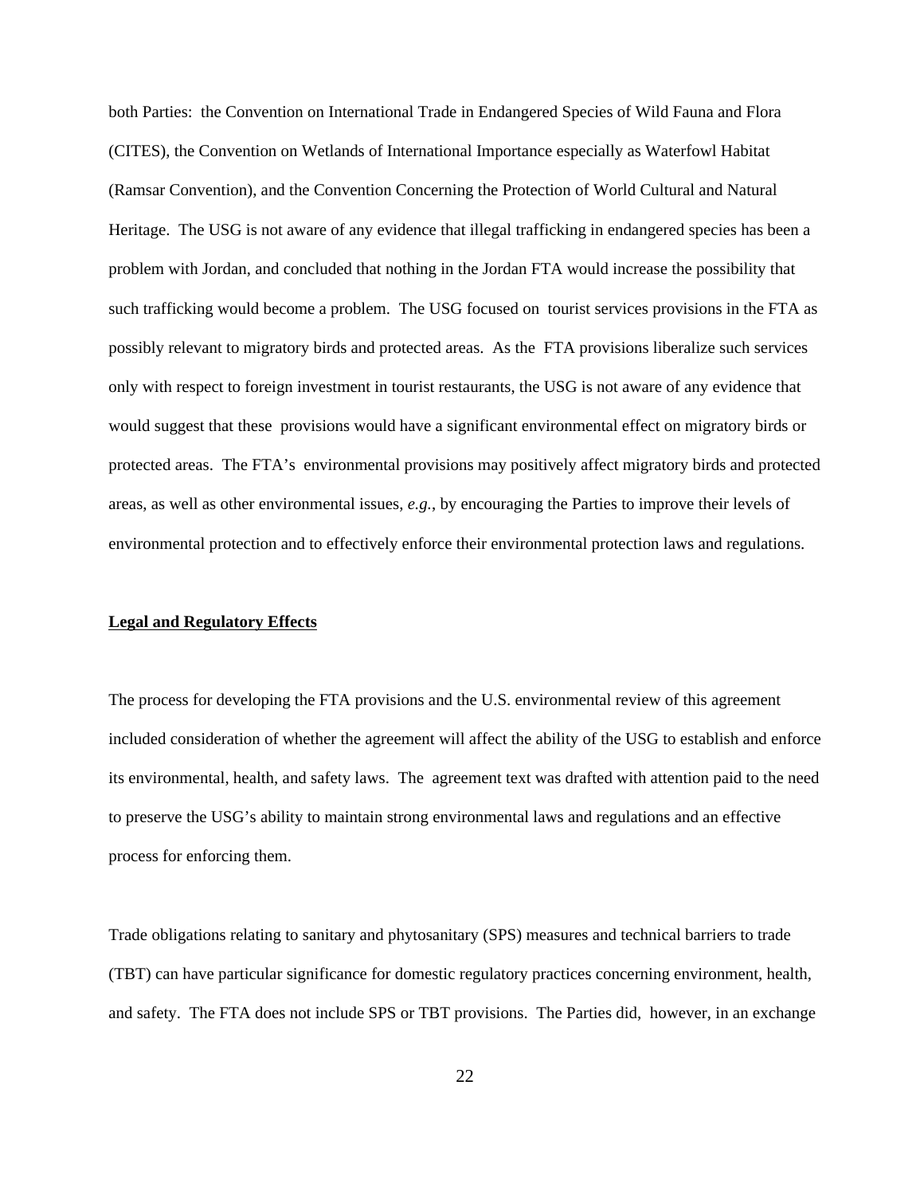both Parties: the Convention on International Trade in Endangered Species of Wild Fauna and Flora (CITES), the Convention on Wetlands of International Importance especially as Waterfowl Habitat (Ramsar Convention), and the Convention Concerning the Protection of World Cultural and Natural Heritage. The USG is not aware of any evidence that illegal trafficking in endangered species has been a problem with Jordan, and concluded that nothing in the Jordan FTA would increase the possibility that such trafficking would become a problem. The USG focused on tourist services provisions in the FTA as possibly relevant to migratory birds and protected areas. As the FTA provisions liberalize such services only with respect to foreign investment in tourist restaurants, the USG is not aware of any evidence that would suggest that these provisions would have a significant environmental effect on migratory birds or protected areas. The FTA's environmental provisions may positively affect migratory birds and protected areas, as well as other environmental issues, *e.g.*, by encouraging the Parties to improve their levels of environmental protection and to effectively enforce their environmental protection laws and regulations.

**Legal and Regulatory Effects**

The process for developing the FTA provisions and the U.S. environmental review of this agreement included consideration of whether the agreement will affect the ability of the USG to establish and enforce its environmental, health, and safety laws. The agreement text was drafted with attention paid to the need to preserve the USG's ability to maintain strong environmental laws and regulations and an effective process for enforcing them.

Trade obligations relating to sanitary and phytosanitary (SPS) measures and technical barriers to trade (TBT) can have particular significance for domestic regulatory practices concerning environment, health, and safety. The FTA does not include SPS or TBT provisions. The Parties did, however, in an exchange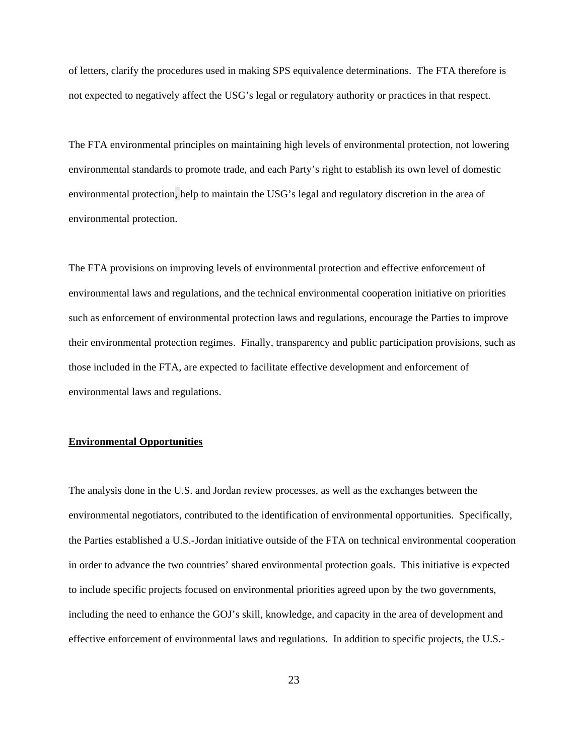of letters, clarify the procedures used in making SPS equivalence determinations. The FTA therefore is not expected to negatively affect the USG's legal or regulatory authority or practices in that respect.

The FTA environmental principles on maintaining high levels of environmental protection, not lowering environmental standards to promote trade, and each Party's right to establish its own level of domestic environmental protection, help to maintain the USG's legal and regulatory discretion in the area of environmental protection.

The FTA provisions on improving levels of environmental protection and effective enforcement of environmental laws and regulations, and the technical environmental cooperation initiative on priorities such as enforcement of environmental protection laws and regulations, encourage the Parties to improve their environmental protection regimes. Finally, transparency and public participation provisions, such as those included in the FTA, are expected to facilitate effective development and enforcement of environmental laws and regulations.

**Environmental Opportunities**

The analysis done in the U.S. and Jordan review processes, as well as the exchanges between the environmental negotiators, contributed to the identification of environmental opportunities. Specifically, the Parties established a U.S.-Jordan initiative outside of the FTA on technical environmental cooperation in order to advance the two countries' shared environmental protection goals. This initiative is expected to include specific projects focused on environmental priorities agreed upon by the two governments, including the need to enhance the GOJ's skill, knowledge, and capacity in the area of development and effective enforcement of environmental laws and regulations. In addition to specific projects, the U.S.-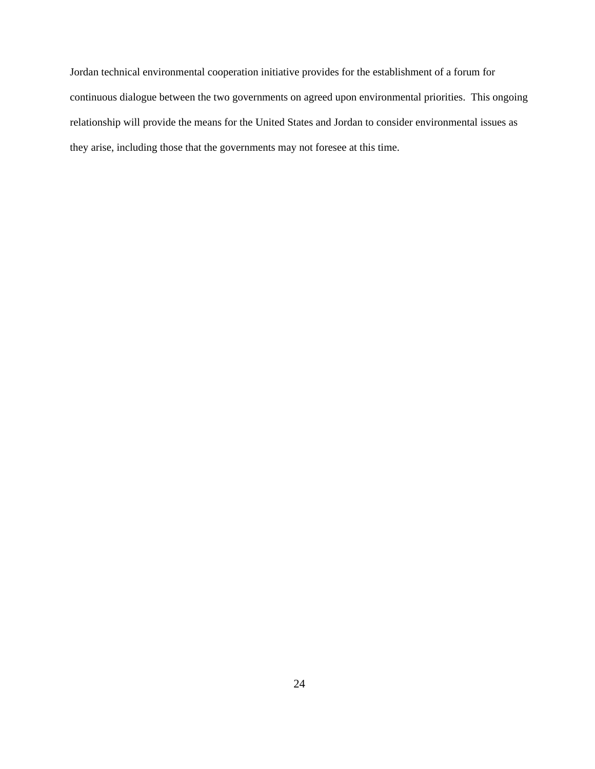Jordan technical environmental cooperation initiative provides for the establishment of a forum for continuous dialogue between the two governments on agreed upon environmental priorities. This ongoing relationship will provide the means for the United States and Jordan to consider environmental issues as they arise, including those that the governments may not foresee at this time.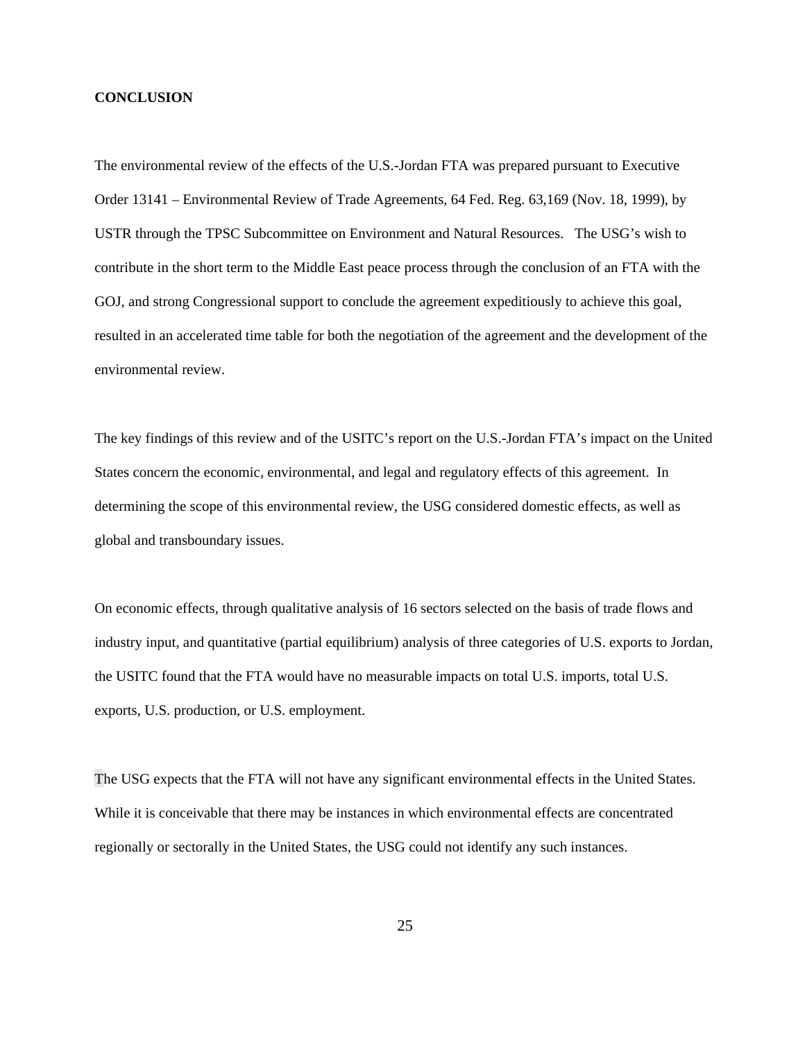## CONCLUSION

The environmental review of the effects of the U.S.-Jordan FTA was prepared pursuant to Executive Order 13141 – Environmental Review of Trade Agreements, 64 Fed. Reg. 63,169 (Nov. 18, 1999), by USTR through the TPSC Subcommittee on Environment and Natural Resources. The USG's wish to contribute in the short term to the Middle East peace process through the conclusion of an FTA with the GOJ, and strong Congressional support to conclude the agreement expeditiously to achieve this goal, resulted in an accelerated time table for both the negotiation of the agreement and the development of the environmental review.

The key findings of this review and of the USITC's report on the U.S.-Jordan FTA's impact on the United States concern the economic, environmental, and legal and regulatory effects of this agreement. In determining the scope of this environmental review, the USG considered domestic effects, as well as global and transboundary issues.

On economic effects, through qualitative analysis of 16 sectors selected on the basis of trade flows and industry input, and quantitative (partial equilibrium) analysis of three categories of U.S. exports to Jordan, the USITC found that the FTA would have no measurable impacts on total U.S. imports, total U.S. exports, U.S. production, or U.S. employment.

The USG expects that the FTA will not have any significant environmental effects in the United States. While it is conceivable that there may be instances in which environmental effects are concentrated regionally or sectorally in the United States, the USG could not identify any such instances.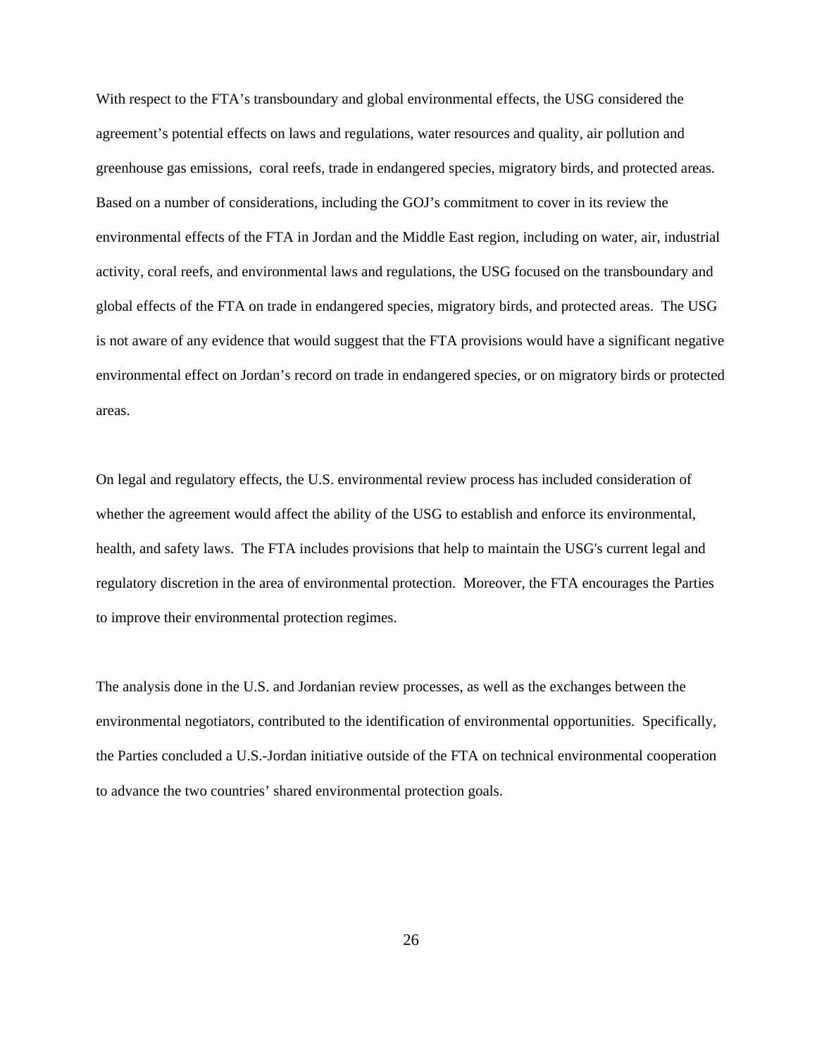With respect to the FTA's transboundary and global environmental effects, the USG considered the agreement's potential effects on laws and regulations, water resources and quality, air pollution and greenhouse gas emissions,  coral reefs, trade in endangered species, migratory birds, and protected areas. Based on a number of considerations, including the GOJ's commitment to cover in its review the environmental effects of the FTA in Jordan and the Middle East region, including on water, air, industrial activity, coral reefs, and environmental laws and regulations, the USG focused on the transboundary and global effects of the FTA on trade in endangered species, migratory birds, and protected areas.  The USG is not aware of any evidence that would suggest that the FTA provisions would have a significant negative environmental effect on Jordan's record on trade in endangered species, or on migratory birds or protected areas.

On legal and regulatory effects, the U.S. environmental review process has included consideration of whether the agreement would affect the ability of the USG to establish and enforce its environmental, health, and safety laws.  The FTA includes provisions that help to maintain the USG's current legal and regulatory discretion in the area of environmental protection.  Moreover, the FTA encourages the Parties to improve their environmental protection regimes.

The analysis done in the U.S. and Jordanian review processes, as well as the exchanges between the environmental negotiators, contributed to the identification of environmental opportunities.  Specifically, the Parties concluded a U.S.-Jordan initiative outside of the FTA on technical environmental cooperation to advance the two countries' shared environmental protection goals.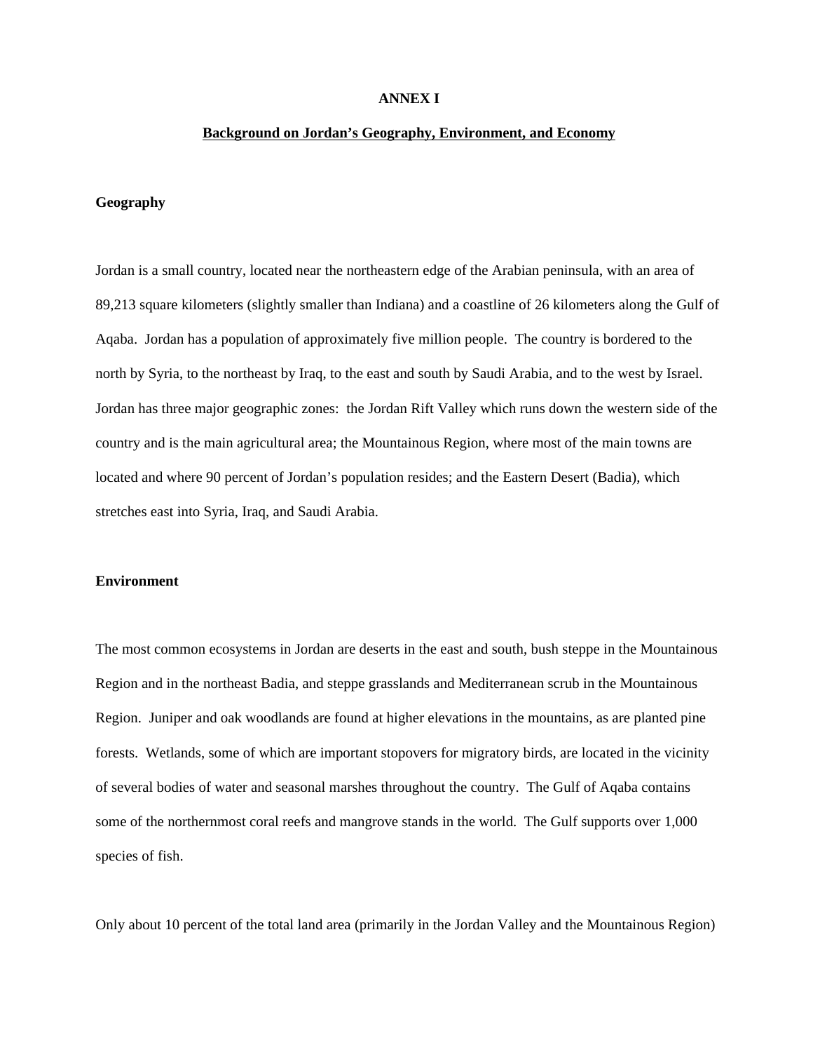# ANNEX I

## Background on Jordan's Geography, Environment, and Economy

### Geography

Jordan is a small country, located near the northeastern edge of the Arabian peninsula, with an area of 89,213 square kilometers (slightly smaller than Indiana) and a coastline of 26 kilometers along the Gulf of Aqaba. Jordan has a population of approximately five million people. The country is bordered to the north by Syria, to the northeast by Iraq, to the east and south by Saudi Arabia, and to the west by Israel. Jordan has three major geographic zones: the Jordan Rift Valley which runs down the western side of the country and is the main agricultural area; the Mountainous Region, where most of the main towns are located and where 90 percent of Jordan's population resides; and the Eastern Desert (Badia), which stretches east into Syria, Iraq, and Saudi Arabia.

### Environment

The most common ecosystems in Jordan are deserts in the east and south, bush steppe in the Mountainous Region and in the northeast Badia, and steppe grasslands and Mediterranean scrub in the Mountainous Region. Juniper and oak woodlands are found at higher elevations in the mountains, as are planted pine forests. Wetlands, some of which are important stopovers for migratory birds, are located in the vicinity of several bodies of water and seasonal marshes throughout the country. The Gulf of Aqaba contains some of the northernmost coral reefs and mangrove stands in the world. The Gulf supports over 1,000 species of fish.

Only about 10 percent of the total land area (primarily in the Jordan Valley and the Mountainous Region)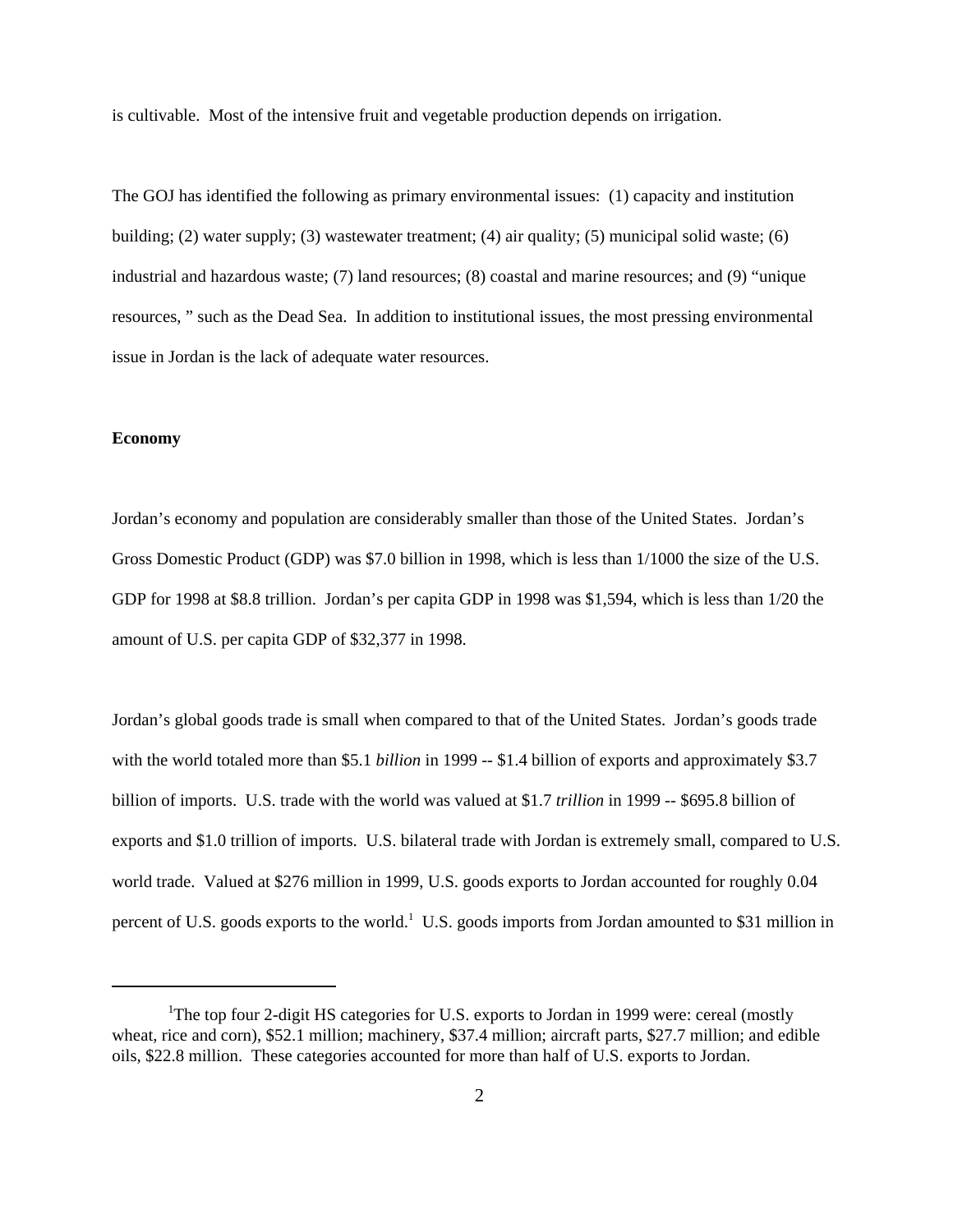is cultivable. Most of the intensive fruit and vegetable production depends on irrigation.

The GOJ has identified the following as primary environmental issues: (1) capacity and institution building; (2) water supply; (3) wastewater treatment; (4) air quality; (5) municipal solid waste; (6) industrial and hazardous waste; (7) land resources; (8) coastal and marine resources; and (9) "unique resources, " such as the Dead Sea. In addition to institutional issues, the most pressing environmental issue in Jordan is the lack of adequate water resources.

**Economy**

Jordan's economy and population are considerably smaller than those of the United States. Jordan's Gross Domestic Product (GDP) was $7.0 billion in 1998, which is less than 1/1000 the size of the U.S. GDP for 1998 at $8.8 trillion. Jordan's per capita GDP in 1998 was $1,594, which is less than 1/20 the amount of U.S. per capita GDP of $32,377 in 1998.

Jordan's global goods trade is small when compared to that of the United States. Jordan's goods trade with the world totaled more than $5.1 *billion* in 1999 -- $1.4 billion of exports and approximately $3.7 billion of imports. U.S. trade with the world was valued at $1.7 *trillion* in 1999 -- $695.8 billion of exports and $1.0 trillion of imports. U.S. bilateral trade with Jordan is extremely small, compared to U.S. world trade. Valued at $276 million in 1999, U.S. goods exports to Jordan accounted for roughly 0.04 percent of U.S. goods exports to the world.[1] U.S. goods imports from Jordan amounted to $31 million in

[1] The top four 2-digit HS categories for U.S. exports to Jordan in 1999 were: cereal (mostly wheat, rice and corn), $52.1 million; machinery, $37.4 million; aircraft parts, $27.7 million; and edible oils, $22.8 million. These categories accounted for more than half of U.S. exports to Jordan.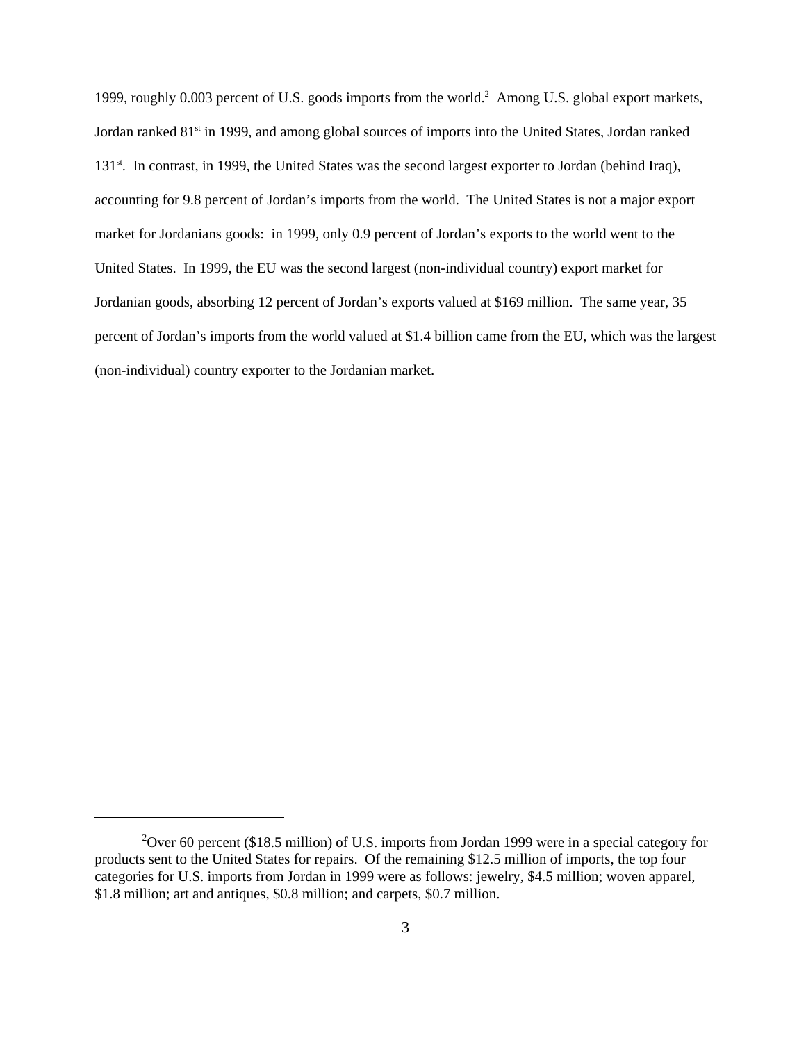1999, roughly 0.003 percent of U.S. goods imports from the world.[2] Among U.S. global export markets, Jordan ranked 81st in 1999, and among global sources of imports into the United States, Jordan ranked 131st. In contrast, in 1999, the United States was the second largest exporter to Jordan (behind Iraq), accounting for 9.8 percent of Jordan's imports from the world. The United States is not a major export market for Jordanians goods: in 1999, only 0.9 percent of Jordan's exports to the world went to the United States. In 1999, the EU was the second largest (non-individual country) export market for Jordanian goods, absorbing 12 percent of Jordan's exports valued at $169 million. The same year, 35 percent of Jordan's imports from the world valued at $1.4 billion came from the EU, which was the largest (non-individual) country exporter to the Jordanian market.

---

[2] Over 60 percent ($18.5 million) of U.S. imports from Jordan 1999 were in a special category for products sent to the United States for repairs. Of the remaining $12.5 million of imports, the top four categories for U.S. imports from Jordan in 1999 were as follows: jewelry, $4.5 million; woven apparel, $1.8 million; art and antiques, $0.8 million; and carpets, $0.7 million.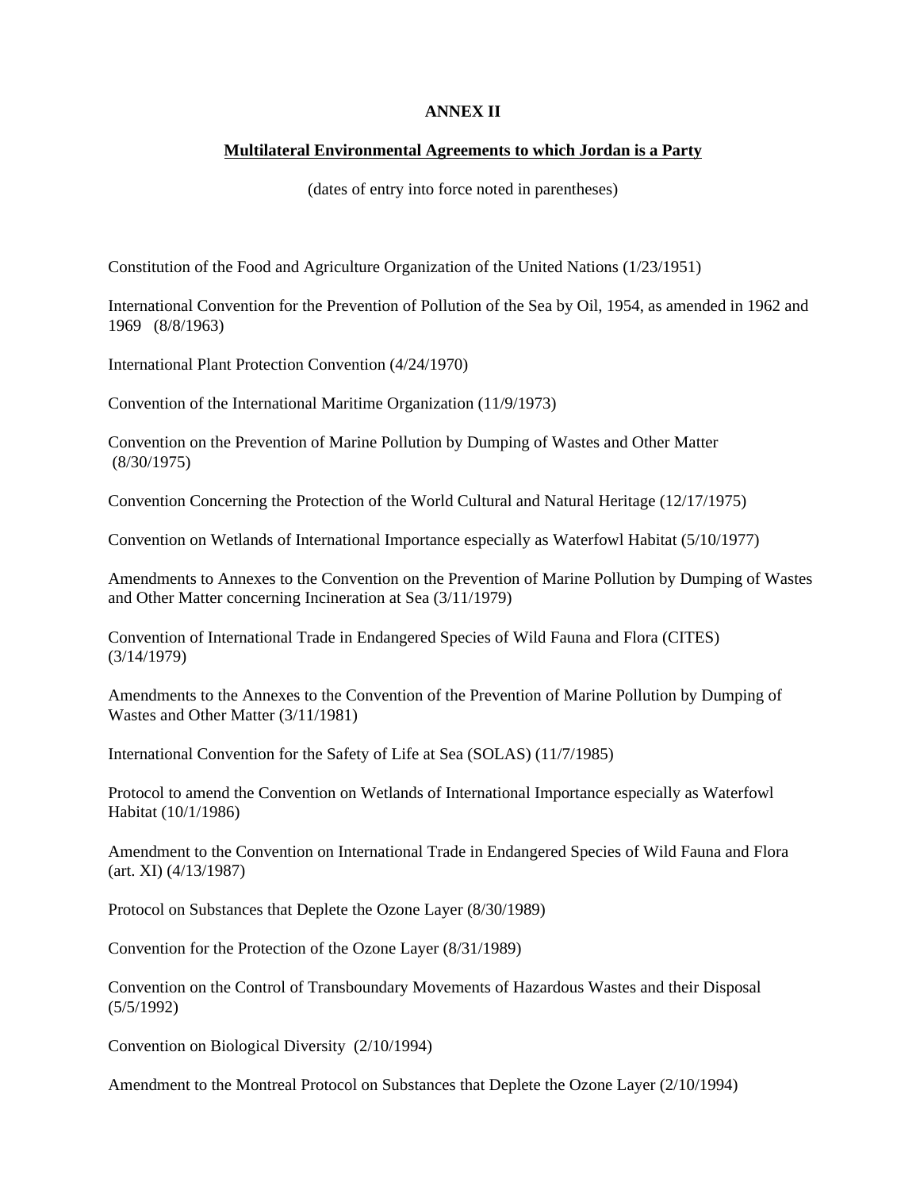**ANNEX II**

**Multilateral Environmental Agreements to which Jordan is a Party**

(dates of entry into force noted in parentheses)

Constitution of the Food and Agriculture Organization of the United Nations (1/23/1951)

International Convention for the Prevention of Pollution of the Sea by Oil, 1954, as amended in 1962 and 1969 (8/8/1963)

International Plant Protection Convention (4/24/1970)

Convention of the International Maritime Organization (11/9/1973)

Convention on the Prevention of Marine Pollution by Dumping of Wastes and Other Matter (8/30/1975)

Convention Concerning the Protection of the World Cultural and Natural Heritage (12/17/1975)

Convention on Wetlands of International Importance especially as Waterfowl Habitat (5/10/1977)

Amendments to Annexes to the Convention on the Prevention of Marine Pollution by Dumping of Wastes and Other Matter concerning Incineration at Sea (3/11/1979)

Convention of International Trade in Endangered Species of Wild Fauna and Flora (CITES) (3/14/1979)

Amendments to the Annexes to the Convention of the Prevention of Marine Pollution by Dumping of Wastes and Other Matter (3/11/1981)

International Convention for the Safety of Life at Sea (SOLAS) (11/7/1985)

Protocol to amend the Convention on Wetlands of International Importance especially as Waterfowl Habitat (10/1/1986)

Amendment to the Convention on International Trade in Endangered Species of Wild Fauna and Flora (art. XI) (4/13/1987)

Protocol on Substances that Deplete the Ozone Layer (8/30/1989)

Convention for the Protection of the Ozone Layer (8/31/1989)

Convention on the Control of Transboundary Movements of Hazardous Wastes and their Disposal (5/5/1992)

Convention on Biological Diversity (2/10/1994)

Amendment to the Montreal Protocol on Substances that Deplete the Ozone Layer (2/10/1994)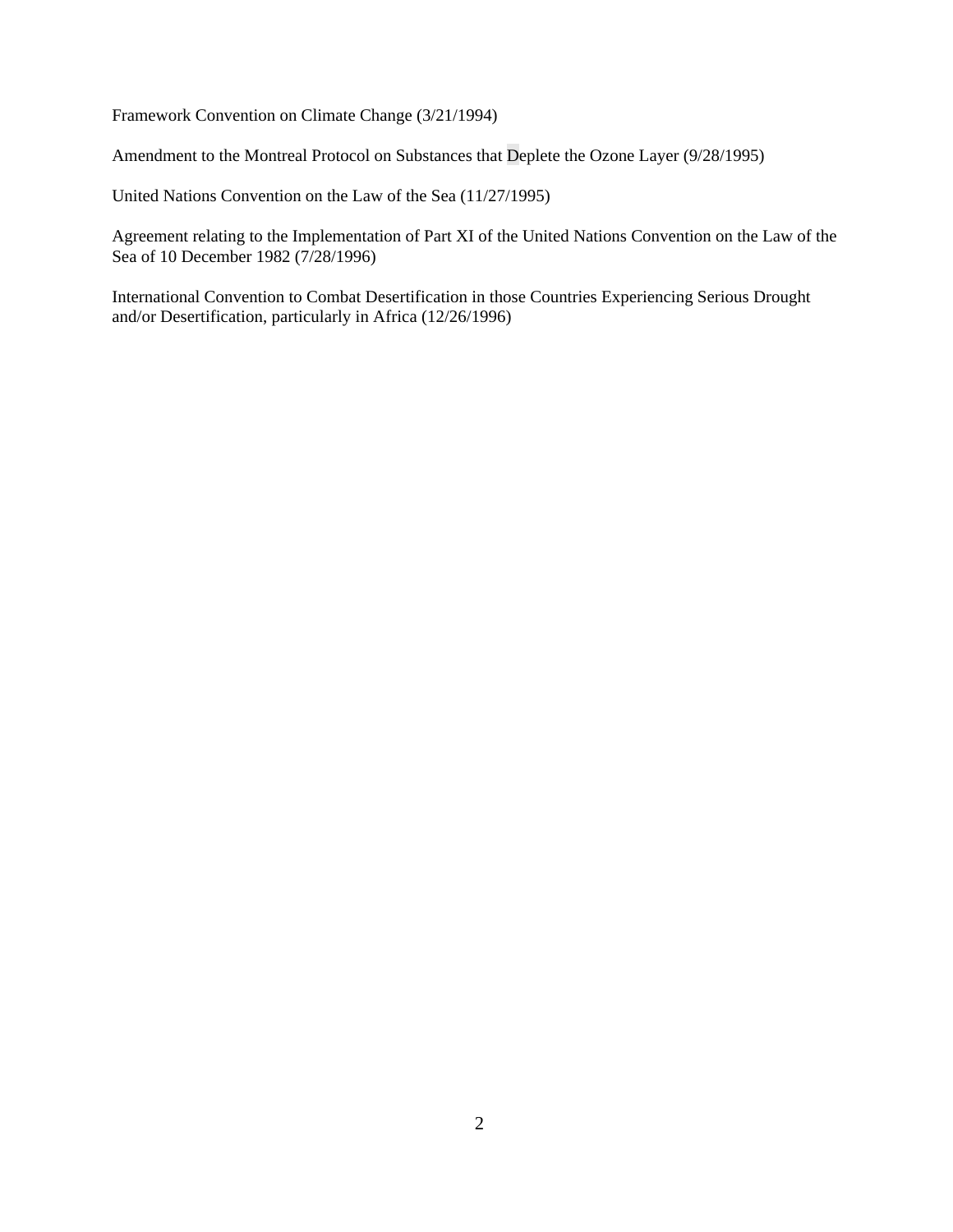Framework Convention on Climate Change (3/21/1994)

Amendment to the Montreal Protocol on Substances that Deplete the Ozone Layer (9/28/1995)

United Nations Convention on the Law of the Sea (11/27/1995)

Agreement relating to the Implementation of Part XI of the United Nations Convention on the Law of the Sea of 10 December 1982 (7/28/1996)

International Convention to Combat Desertification in those Countries Experiencing Serious Drought and/or Desertification, particularly in Africa (12/26/1996)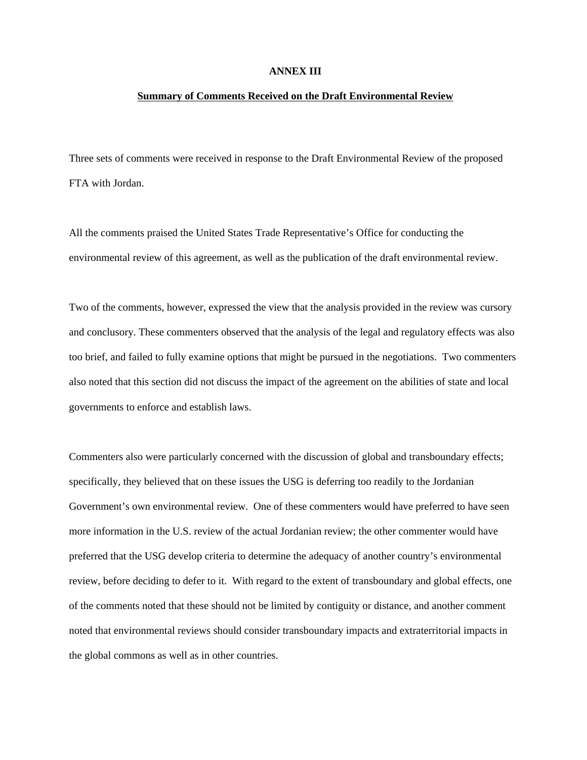# ANNEX III

## Summary of Comments Received on the Draft Environmental Review

Three sets of comments were received in response to the Draft Environmental Review of the proposed FTA with Jordan.

All the comments praised the United States Trade Representative's Office for conducting the environmental review of this agreement, as well as the publication of the draft environmental review.

Two of the comments, however, expressed the view that the analysis provided in the review was cursory and conclusory. These commenters observed that the analysis of the legal and regulatory effects was also too brief, and failed to fully examine options that might be pursued in the negotiations. Two commenters also noted that this section did not discuss the impact of the agreement on the abilities of state and local governments to enforce and establish laws.

Commenters also were particularly concerned with the discussion of global and transboundary effects; specifically, they believed that on these issues the USG is deferring too readily to the Jordanian Government's own environmental review. One of these commenters would have preferred to have seen more information in the U.S. review of the actual Jordanian review; the other commenter would have preferred that the USG develop criteria to determine the adequacy of another country's environmental review, before deciding to defer to it. With regard to the extent of transboundary and global effects, one of the comments noted that these should not be limited by contiguity or distance, and another comment noted that environmental reviews should consider transboundary impacts and extraterritorial impacts in the global commons as well as in other countries.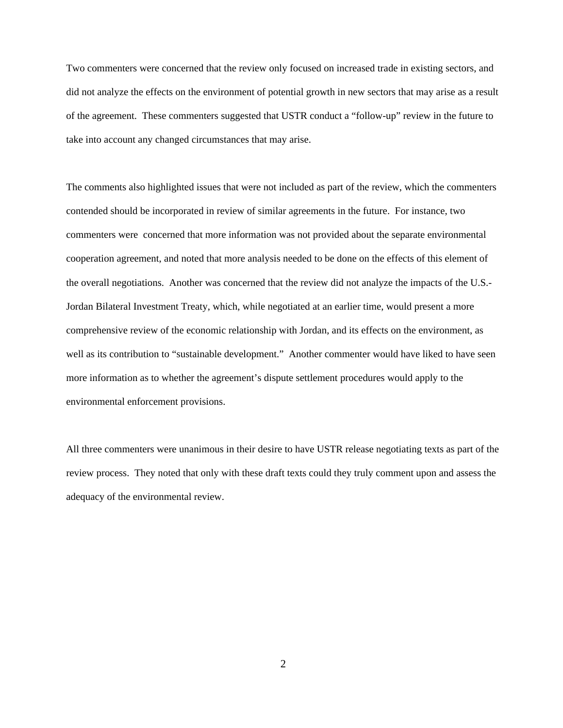Two commenters were concerned that the review only focused on increased trade in existing sectors, and did not analyze the effects on the environment of potential growth in new sectors that may arise as a result of the agreement. These commenters suggested that USTR conduct a "follow-up" review in the future to take into account any changed circumstances that may arise.

The comments also highlighted issues that were not included as part of the review, which the commenters contended should be incorporated in review of similar agreements in the future. For instance, two commenters were concerned that more information was not provided about the separate environmental cooperation agreement, and noted that more analysis needed to be done on the effects of this element of the overall negotiations. Another was concerned that the review did not analyze the impacts of the U.S.-Jordan Bilateral Investment Treaty, which, while negotiated at an earlier time, would present a more comprehensive review of the economic relationship with Jordan, and its effects on the environment, as well as its contribution to "sustainable development." Another commenter would have liked to have seen more information as to whether the agreement's dispute settlement procedures would apply to the environmental enforcement provisions.

All three commenters were unanimous in their desire to have USTR release negotiating texts as part of the review process. They noted that only with these draft texts could they truly comment upon and assess the adequacy of the environmental review.